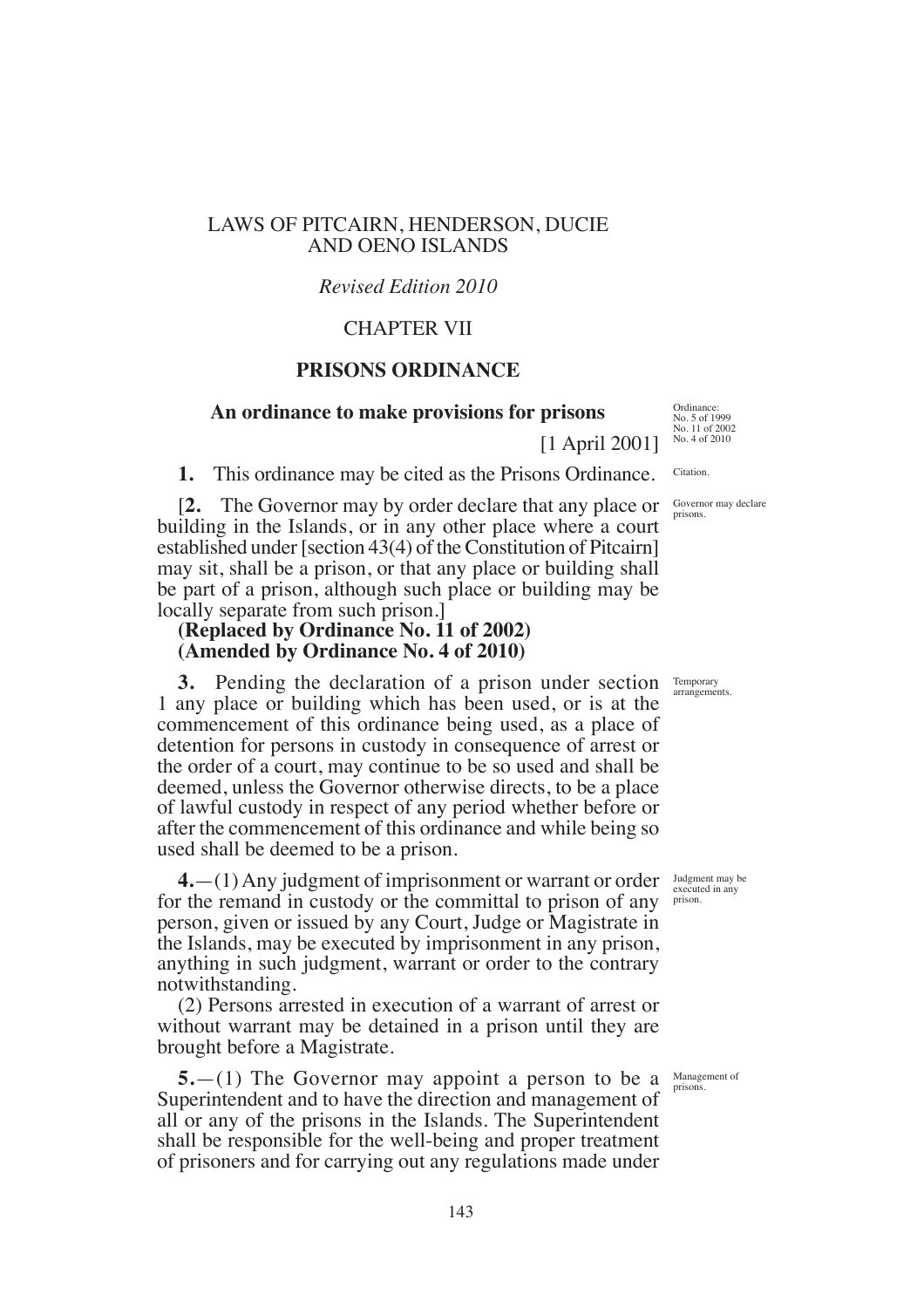LAWS OF PITCAIRN, HENDERSON, DUCIE AND OENO ISLANDS

*Revised Edition 2010*

CHAPTER VII

# PRISONS ORDINANCE

## An ordinance to make provisions for prisons

Ordinance: No. 5 of 1999 No. 11 of 2002 No. 4 of 2010

[1 April 2001]

Citation.

**1.** This ordinance may be cited as the Prisons Ordinance.

Governor may declare prisons.

[**2.** The Governor may by order declare that any place or building in the Islands, or in any other place where a court established under [section 43(4) of the Constitution of Pitcairn] may sit, shall be a prison, or that any place or building shall be part of a prison, although such place or building may be locally separate from such prison.]

**(Replaced by Ordinance No. 11 of 2002)**
**(Amended by Ordinance No. 4 of 2010)**

Temporary arrangements.

**3.** Pending the declaration of a prison under section 1 any place or building which has been used, or is at the commencement of this ordinance being used, as a place of detention for persons in custody in consequence of arrest or the order of a court, may continue to be so used and shall be deemed, unless the Governor otherwise directs, to be a place of lawful custody in respect of any period whether before or after the commencement of this ordinance and while being so used shall be deemed to be a prison.

Judgment may be executed in any prison.

**4.**—(1) Any judgment of imprisonment or warrant or order for the remand in custody or the committal to prison of any person, given or issued by any Court, Judge or Magistrate in the Islands, may be executed by imprisonment in any prison, anything in such judgment, warrant or order to the contrary notwithstanding.

(2) Persons arrested in execution of a warrant of arrest or without warrant may be detained in a prison until they are brought before a Magistrate.

Management of prisons.

**5.**—(1) The Governor may appoint a person to be a Superintendent and to have the direction and management of all or any of the prisons in the Islands. The Superintendent shall be responsible for the well-being and proper treatment of prisoners and for carrying out any regulations made under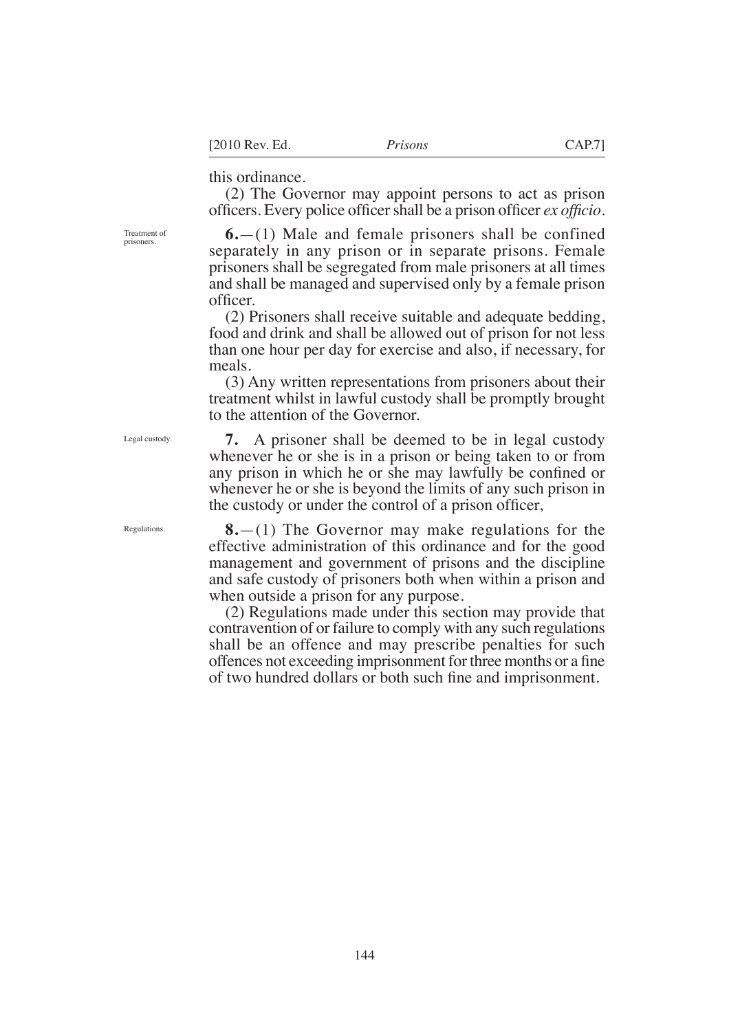this ordinance.

(2) The Governor may appoint persons to act as prison officers. Every police officer shall be a prison officer *ex officio*.

Treatment of prisoners.

**6.**—(1) Male and female prisoners shall be confined separately in any prison or in separate prisons. Female prisoners shall be segregated from male prisoners at all times and shall be managed and supervised only by a female prison officer.

(2) Prisoners shall receive suitable and adequate bedding, food and drink and shall be allowed out of prison for not less than one hour per day for exercise and also, if necessary, for meals.

(3) Any written representations from prisoners about their treatment whilst in lawful custody shall be promptly brought to the attention of the Governor.

Legal custody.

**7.** A prisoner shall be deemed to be in legal custody whenever he or she is in a prison or being taken to or from any prison in which he or she may lawfully be confined or whenever he or she is beyond the limits of any such prison in the custody or under the control of a prison officer,

Regulations.

**8.**—(1) The Governor may make regulations for the effective administration of this ordinance and for the good management and government of prisons and the discipline and safe custody of prisoners both when within a prison and when outside a prison for any purpose.

(2) Regulations made under this section may provide that contravention of or failure to comply with any such regulations shall be an offence and may prescribe penalties for such offences not exceeding imprisonment for three months or a fine of two hundred dollars or both such fine and imprisonment.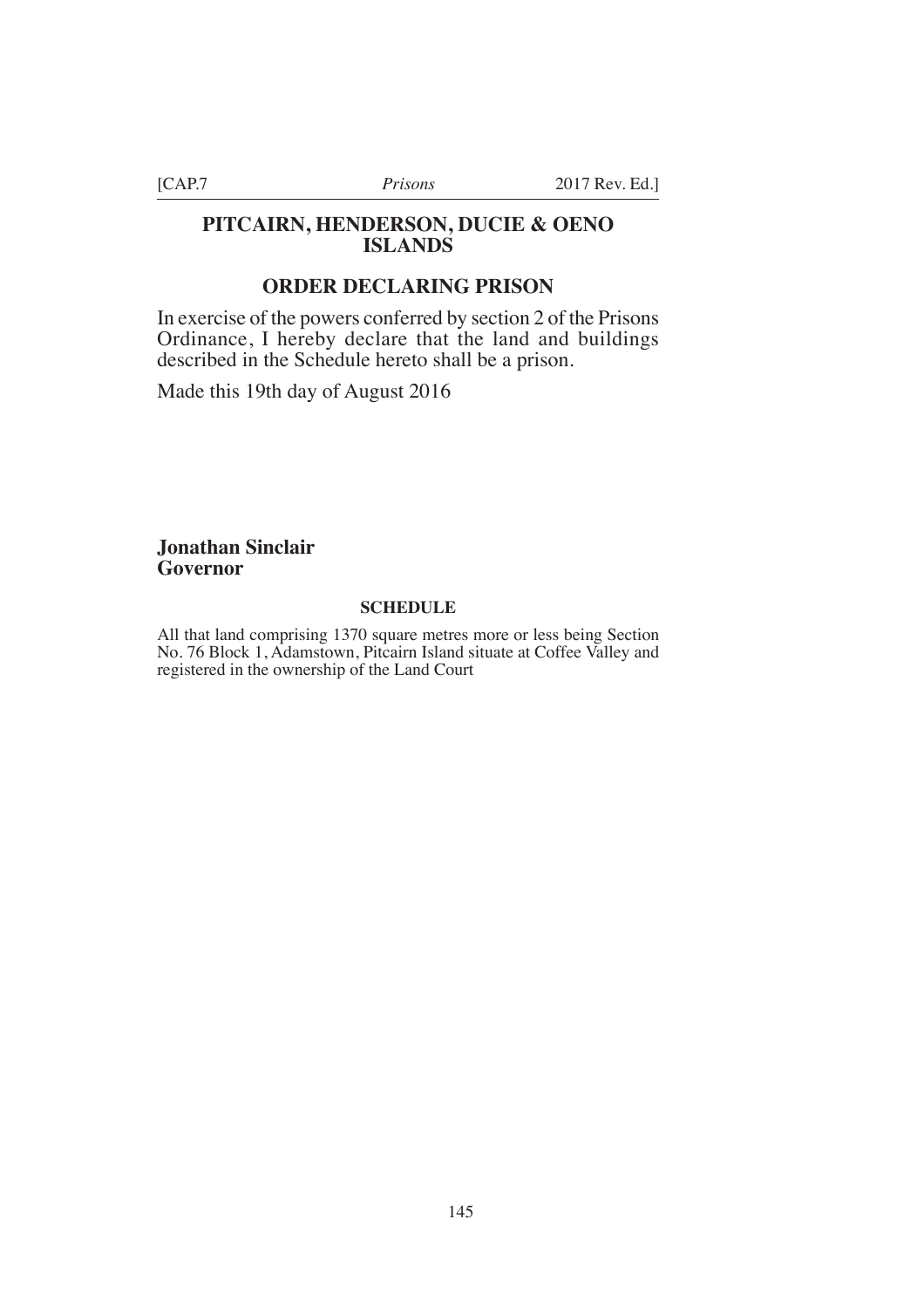## PITCAIRN, HENDERSON, DUCIE & OENO ISLANDS

## ORDER DECLARING PRISON

In exercise of the powers conferred by section 2 of the Prisons Ordinance, I hereby declare that the land and buildings described in the Schedule hereto shall be a prison.

Made this 19th day of August 2016

**Jonathan Sinclair**
**Governor**

### SCHEDULE

All that land comprising 1370 square metres more or less being Section No. 76 Block 1, Adamstown, Pitcairn Island situate at Coffee Valley and registered in the ownership of the Land Court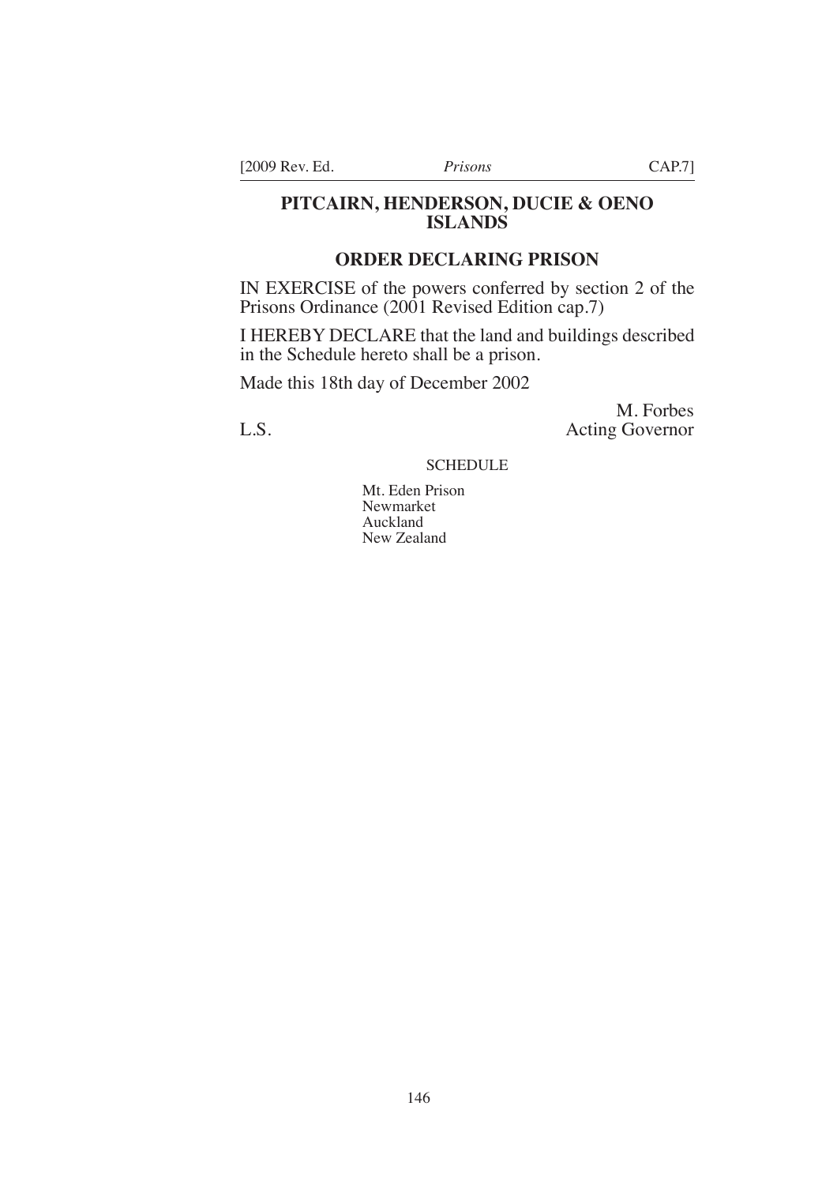## PITCAIRN, HENDERSON, DUCIE & OENO ISLANDS

## ORDER DECLARING PRISON

IN EXERCISE of the powers conferred by section 2 of the Prisons Ordinance (2001 Revised Edition cap.7)

I HEREBY DECLARE that the land and buildings described in the Schedule hereto shall be a prison.

Made this 18th day of December 2002

M. Forbes
Acting Governor

L.S.

SCHEDULE

Mt. Eden Prison
Newmarket
Auckland
New Zealand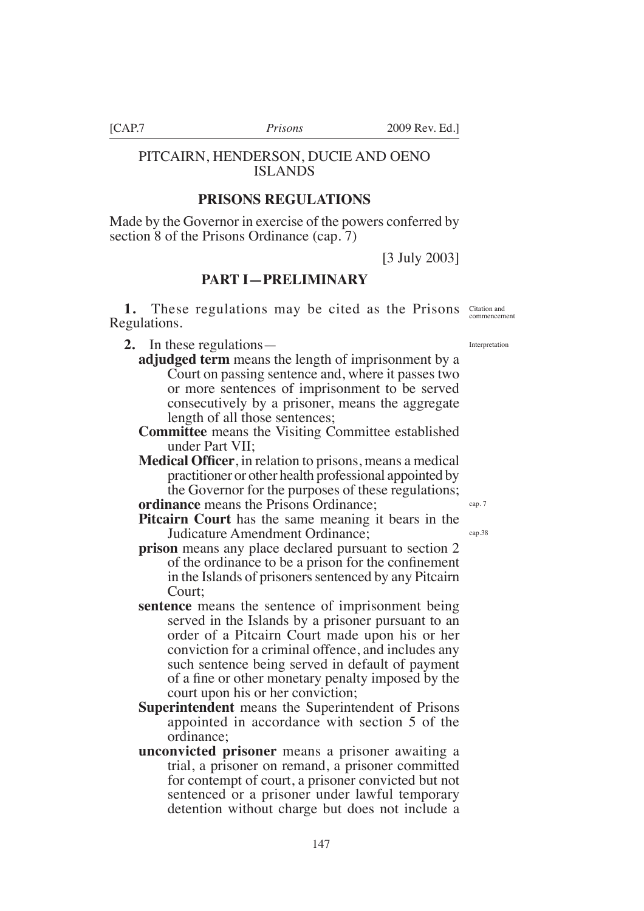# PITCAIRN, HENDERSON, DUCIE AND OENO ISLANDS

## PRISONS REGULATIONS

Made by the Governor in exercise of the powers conferred by section 8 of the Prisons Ordinance (cap. 7)

[3 July 2003]

## PART I—PRELIMINARY

**1.** These regulations may be cited as the Prisons Regulations. *Citation and commencement*

**2.** In these regulations— *Interpretation*

**adjudged term** means the length of imprisonment by a Court on passing sentence and, where it passes two or more sentences of imprisonment to be served consecutively by a prisoner, means the aggregate length of all those sentences;

**Committee** means the Visiting Committee established under Part VII;

**Medical Officer**, in relation to prisons, means a medical practitioner or other health professional appointed by the Governor for the purposes of these regulations;

**ordinance** means the Prisons Ordinance; *cap. 7*

**Pitcairn Court** has the same meaning it bears in the Judicature Amendment Ordinance; *cap.38*

**prison** means any place declared pursuant to section 2 of the ordinance to be a prison for the confinement in the Islands of prisoners sentenced by any Pitcairn Court;

**sentence** means the sentence of imprisonment being served in the Islands by a prisoner pursuant to an order of a Pitcairn Court made upon his or her conviction for a criminal offence, and includes any such sentence being served in default of payment of a fine or other monetary penalty imposed by the court upon his or her conviction;

**Superintendent** means the Superintendent of Prisons appointed in accordance with section 5 of the ordinance;

**unconvicted prisoner** means a prisoner awaiting a trial, a prisoner on remand, a prisoner committed for contempt of court, a prisoner convicted but not sentenced or a prisoner under lawful temporary detention without charge but does not include a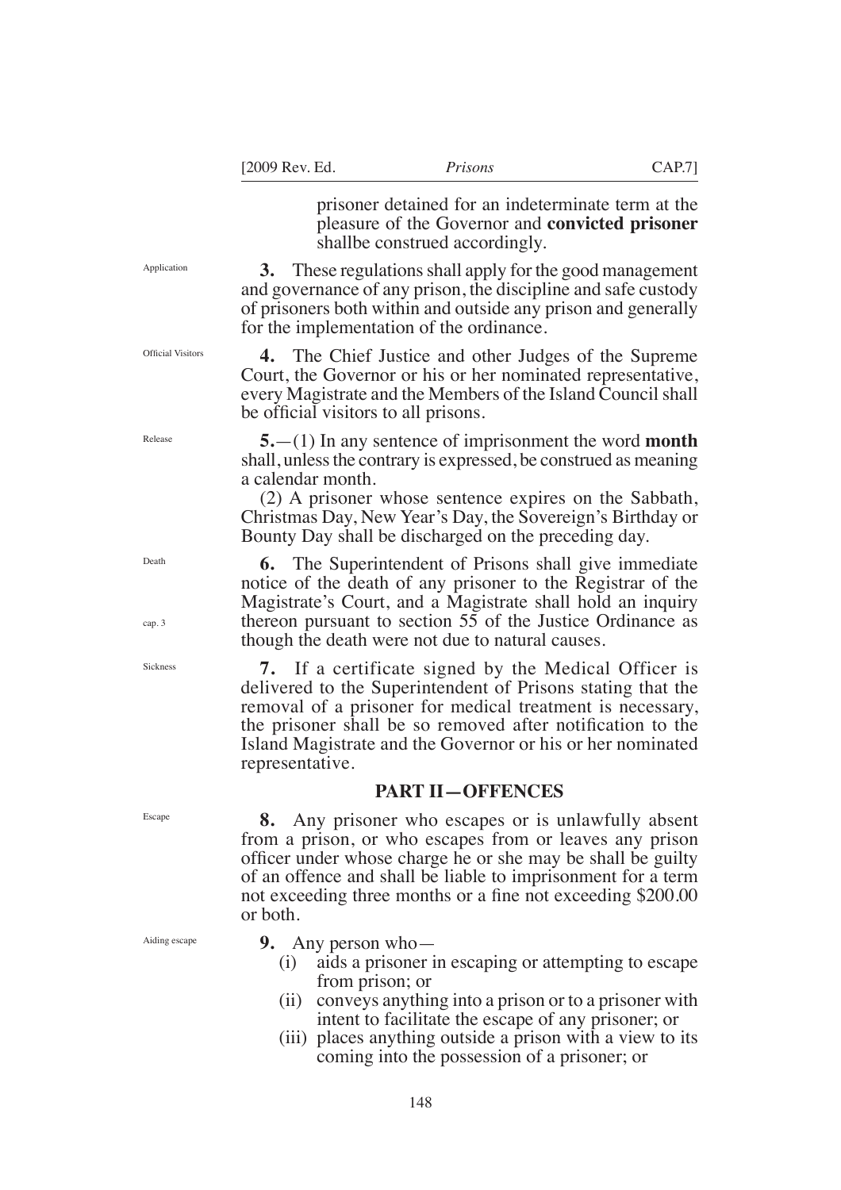prisoner detained for an indeterminate term at the pleasure of the Governor and **convicted prisoner** shallbe construed accordingly.

Application

**3.** These regulations shall apply for the good management and governance of any prison, the discipline and safe custody of prisoners both within and outside any prison and generally for the implementation of the ordinance.

Official Visitors

**4.** The Chief Justice and other Judges of the Supreme Court, the Governor or his or her nominated representative, every Magistrate and the Members of the Island Council shall be official visitors to all prisons.

Release

**5.**—(1) In any sentence of imprisonment the word **month** shall, unless the contrary is expressed, be construed as meaning a calendar month.

(2) A prisoner whose sentence expires on the Sabbath, Christmas Day, New Year's Day, the Sovereign's Birthday or Bounty Day shall be discharged on the preceding day.

Death

cap. 3

**6.** The Superintendent of Prisons shall give immediate notice of the death of any prisoner to the Registrar of the Magistrate's Court, and a Magistrate shall hold an inquiry thereon pursuant to section 55 of the Justice Ordinance as though the death were not due to natural causes.

Sickness

**7.** If a certificate signed by the Medical Officer is delivered to the Superintendent of Prisons stating that the removal of a prisoner for medical treatment is necessary, the prisoner shall be so removed after notification to the Island Magistrate and the Governor or his or her nominated representative.

## PART II—OFFENCES

Escape

**8.** Any prisoner who escapes or is unlawfully absent from a prison, or who escapes from or leaves any prison officer under whose charge he or she may be shall be guilty of an offence and shall be liable to imprisonment for a term not exceeding three months or a fine not exceeding $200.00 or both.

Aiding escape

**9.** Any person who—

(i) aids a prisoner in escaping or attempting to escape from prison; or

(ii) conveys anything into a prison or to a prisoner with intent to facilitate the escape of any prisoner; or

(iii) places anything outside a prison with a view to its coming into the possession of a prisoner; or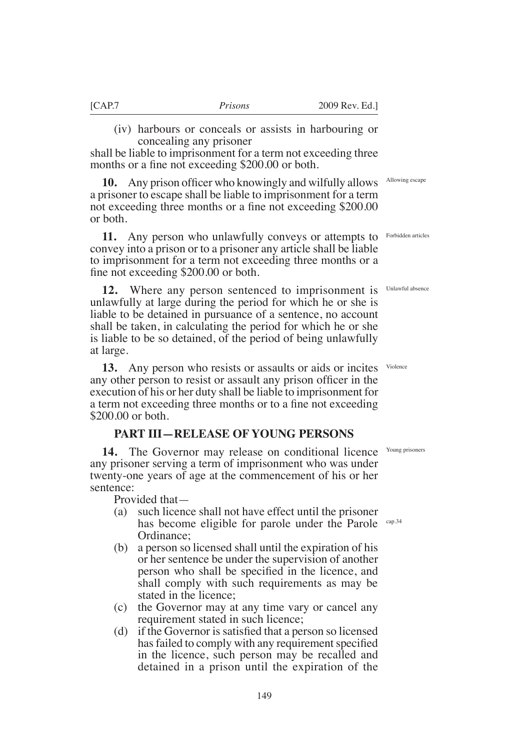(iv) harbours or conceals or assists in harbouring or concealing any prisoner

shall be liable to imprisonment for a term not exceeding three months or a fine not exceeding $200.00 or both.

Allowing escape

**10.** Any prison officer who knowingly and wilfully allows a prisoner to escape shall be liable to imprisonment for a term not exceeding three months or a fine not exceeding $200.00 or both.

Forbidden articles

**11.** Any person who unlawfully conveys or attempts to convey into a prison or to a prisoner any article shall be liable to imprisonment for a term not exceeding three months or a fine not exceeding $200.00 or both.

Unlawful absence

**12.** Where any person sentenced to imprisonment is unlawfully at large during the period for which he or she is liable to be detained in pursuance of a sentence, no account shall be taken, in calculating the period for which he or she is liable to be so detained, of the period of being unlawfully at large.

Violence

**13.** Any person who resists or assaults or aids or incites any other person to resist or assault any prison officer in the execution of his or her duty shall be liable to imprisonment for a term not exceeding three months or to a fine not exceeding $200.00 or both.

## PART III—RELEASE OF YOUNG PERSONS

Young prisoners

**14.** The Governor may release on conditional licence any prisoner serving a term of imprisonment who was under twenty-one years of age at the commencement of his or her sentence:

Provided that—

(a) such licence shall not have effect until the prisoner has become eligible for parole under the Parole Ordinance; cap.34

(b) a person so licensed shall until the expiration of his or her sentence be under the supervision of another person who shall be specified in the licence, and shall comply with such requirements as may be stated in the licence;

(c) the Governor may at any time vary or cancel any requirement stated in such licence;

(d) if the Governor is satisfied that a person so licensed has failed to comply with any requirement specified in the licence, such person may be recalled and detained in a prison until the expiration of the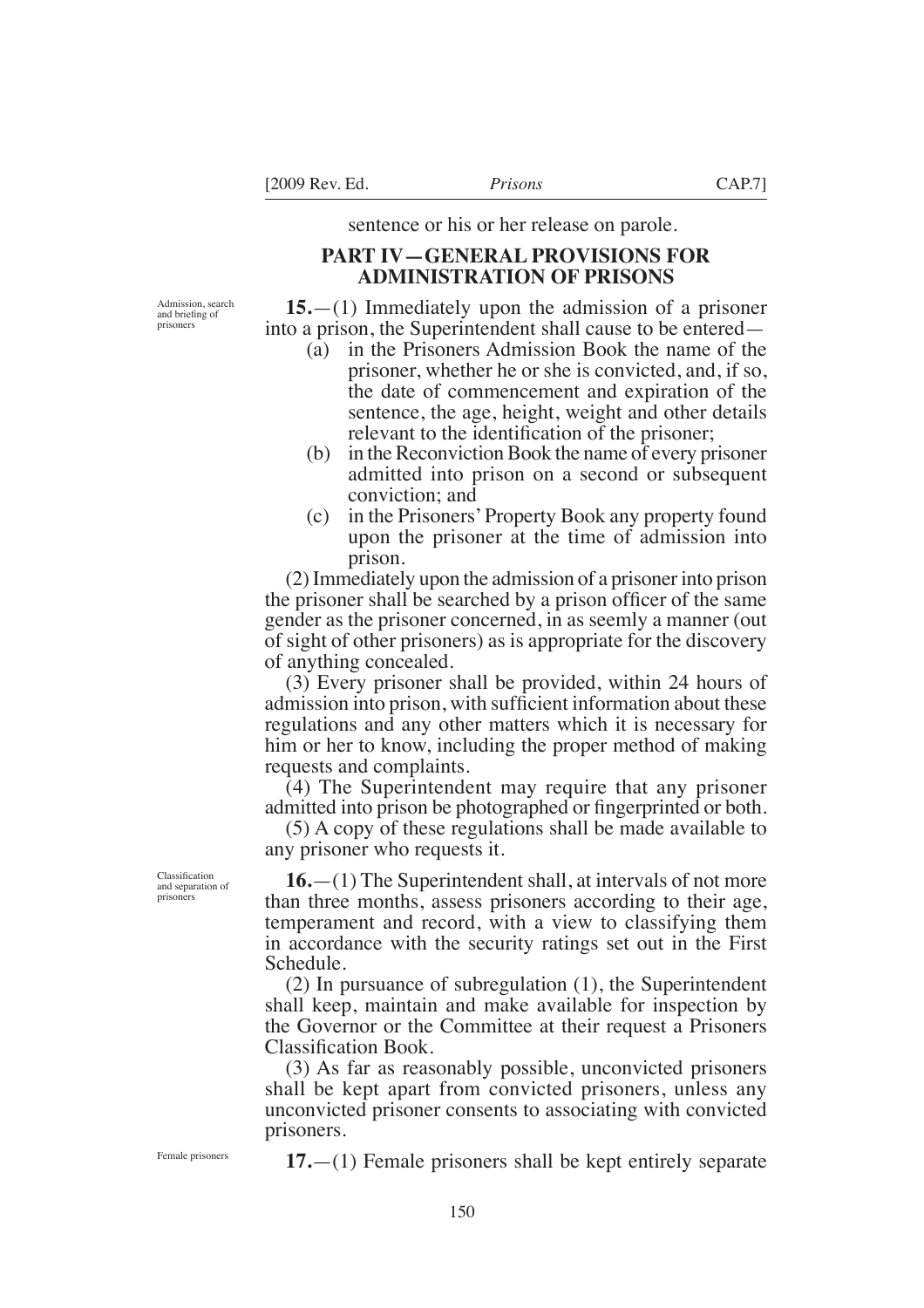sentence or his or her release on parole.

## PART IV—GENERAL PROVISIONS FOR ADMINISTRATION OF PRISONS

Admission, search and briefing of prisoners

**15.**—(1) Immediately upon the admission of a prisoner into a prison, the Superintendent shall cause to be entered—

(a) in the Prisoners Admission Book the name of the prisoner, whether he or she is convicted, and, if so, the date of commencement and expiration of the sentence, the age, height, weight and other details relevant to the identification of the prisoner;

(b) in the Reconviction Book the name of every prisoner admitted into prison on a second or subsequent conviction; and

(c) in the Prisoners' Property Book any property found upon the prisoner at the time of admission into prison.

(2) Immediately upon the admission of a prisoner into prison the prisoner shall be searched by a prison officer of the same gender as the prisoner concerned, in as seemly a manner (out of sight of other prisoners) as is appropriate for the discovery of anything concealed.

(3) Every prisoner shall be provided, within 24 hours of admission into prison, with sufficient information about these regulations and any other matters which it is necessary for him or her to know, including the proper method of making requests and complaints.

(4) The Superintendent may require that any prisoner admitted into prison be photographed or fingerprinted or both.

(5) A copy of these regulations shall be made available to any prisoner who requests it.

Classification and separation of prisoners

**16.**—(1) The Superintendent shall, at intervals of not more than three months, assess prisoners according to their age, temperament and record, with a view to classifying them in accordance with the security ratings set out in the First Schedule.

(2) In pursuance of subregulation (1), the Superintendent shall keep, maintain and make available for inspection by the Governor or the Committee at their request a Prisoners Classification Book.

(3) As far as reasonably possible, unconvicted prisoners shall be kept apart from convicted prisoners, unless any unconvicted prisoner consents to associating with convicted prisoners.

Female prisoners

**17.**—(1) Female prisoners shall be kept entirely separate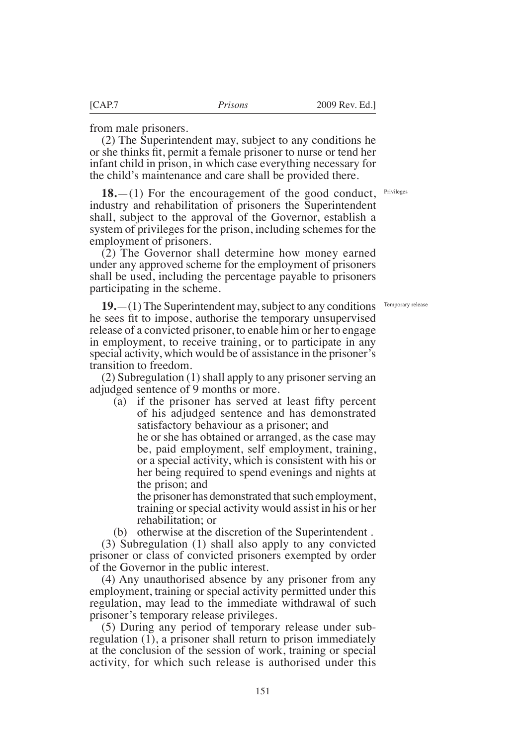from male prisoners.

(2) The Superintendent may, subject to any conditions he or she thinks fit, permit a female prisoner to nurse or tend her infant child in prison, in which case everything necessary for the child's maintenance and care shall be provided there.

Privileges

**18.**—(1) For the encouragement of the good conduct, industry and rehabilitation of prisoners the Superintendent shall, subject to the approval of the Governor, establish a system of privileges for the prison, including schemes for the employment of prisoners.

(2) The Governor shall determine how money earned under any approved scheme for the employment of prisoners shall be used, including the percentage payable to prisoners participating in the scheme.

Temporary release

**19.**—(1) The Superintendent may, subject to any conditions he sees fit to impose, authorise the temporary unsupervised release of a convicted prisoner, to enable him or her to engage in employment, to receive training, or to participate in any special activity, which would be of assistance in the prisoner's transition to freedom.

(2) Subregulation (1) shall apply to any prisoner serving an adjudged sentence of 9 months or more.

(a) if the prisoner has served at least fifty percent of his adjudged sentence and has demonstrated satisfactory behaviour as a prisoner; and

he or she has obtained or arranged, as the case may be, paid employment, self employment, training, or a special activity, which is consistent with his or her being required to spend evenings and nights at the prison; and

the prisoner has demonstrated that such employment, training or special activity would assist in his or her rehabilitation; or

(b) otherwise at the discretion of the Superintendent .

(3) Subregulation (1) shall also apply to any convicted prisoner or class of convicted prisoners exempted by order of the Governor in the public interest.

(4) Any unauthorised absence by any prisoner from any employment, training or special activity permitted under this regulation, may lead to the immediate withdrawal of such prisoner's temporary release privileges.

(5) During any period of temporary release under sub-regulation (1), a prisoner shall return to prison immediately at the conclusion of the session of work, training or special activity, for which such release is authorised under this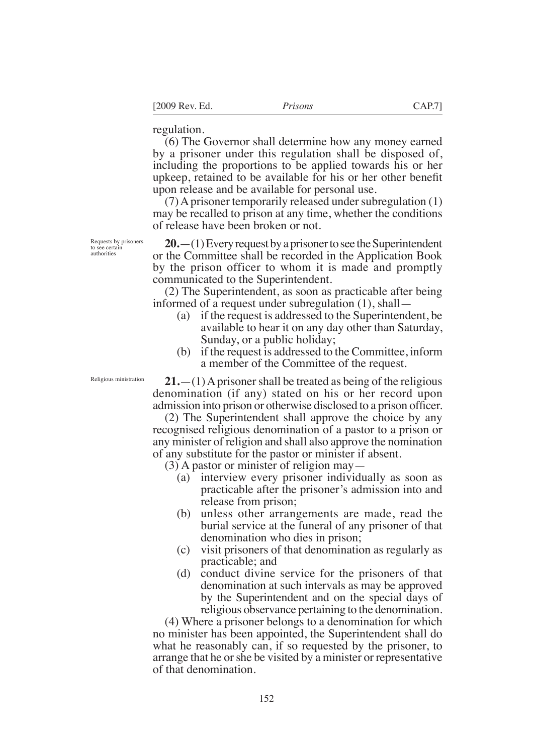regulation.

(6) The Governor shall determine how any money earned by a prisoner under this regulation shall be disposed of, including the proportions to be applied towards his or her upkeep, retained to be available for his or her other benefit upon release and be available for personal use.

(7) A prisoner temporarily released under subregulation (1) may be recalled to prison at any time, whether the conditions of release have been broken or not.

Requests by prisoners to see certain authorities

**20.**—(1) Every request by a prisoner to see the Superintendent or the Committee shall be recorded in the Application Book by the prison officer to whom it is made and promptly communicated to the Superintendent.

(2) The Superintendent, as soon as practicable after being informed of a request under subregulation (1), shall—

- (a) if the request is addressed to the Superintendent, be available to hear it on any day other than Saturday, Sunday, or a public holiday;
- (b) if the request is addressed to the Committee, inform a member of the Committee of the request.

Religious ministration

**21.**—(1) A prisoner shall be treated as being of the religious denomination (if any) stated on his or her record upon admission into prison or otherwise disclosed to a prison officer.

(2) The Superintendent shall approve the choice by any recognised religious denomination of a pastor to a prison or any minister of religion and shall also approve the nomination of any substitute for the pastor or minister if absent.

(3) A pastor or minister of religion may—

- (a) interview every prisoner individually as soon as practicable after the prisoner's admission into and release from prison;
- (b) unless other arrangements are made, read the burial service at the funeral of any prisoner of that denomination who dies in prison;
- (c) visit prisoners of that denomination as regularly as practicable; and
- (d) conduct divine service for the prisoners of that denomination at such intervals as may be approved by the Superintendent and on the special days of religious observance pertaining to the denomination.

(4) Where a prisoner belongs to a denomination for which no minister has been appointed, the Superintendent shall do what he reasonably can, if so requested by the prisoner, to arrange that he or she be visited by a minister or representative of that denomination.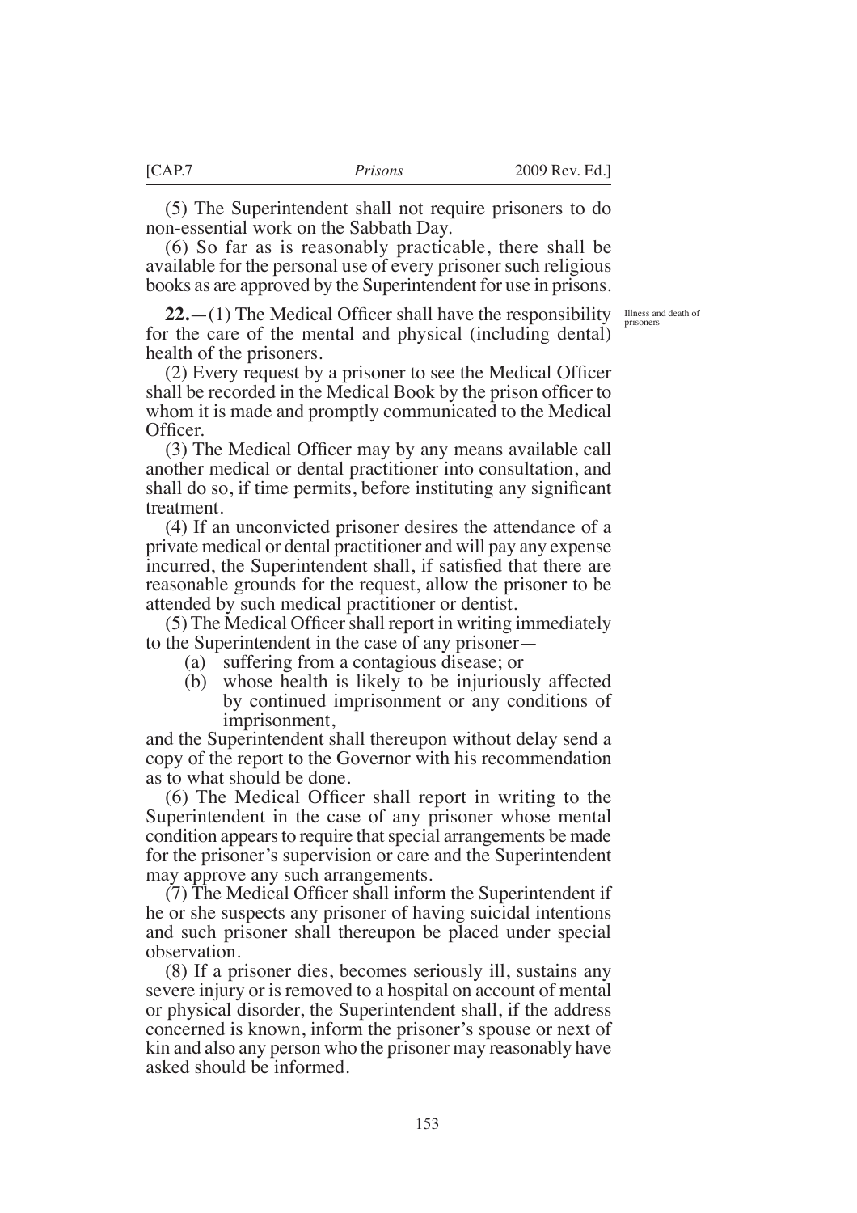(5) The Superintendent shall not require prisoners to do non-essential work on the Sabbath Day.

(6) So far as is reasonably practicable, there shall be available for the personal use of every prisoner such religious books as are approved by the Superintendent for use in prisons.

Illness and death of prisoners

**22.**—(1) The Medical Officer shall have the responsibility for the care of the mental and physical (including dental) health of the prisoners.

(2) Every request by a prisoner to see the Medical Officer shall be recorded in the Medical Book by the prison officer to whom it is made and promptly communicated to the Medical Officer.

(3) The Medical Officer may by any means available call another medical or dental practitioner into consultation, and shall do so, if time permits, before instituting any significant treatment.

(4) If an unconvicted prisoner desires the attendance of a private medical or dental practitioner and will pay any expense incurred, the Superintendent shall, if satisfied that there are reasonable grounds for the request, allow the prisoner to be attended by such medical practitioner or dentist.

(5) The Medical Officer shall report in writing immediately to the Superintendent in the case of any prisoner—

(a) suffering from a contagious disease; or

(b) whose health is likely to be injuriously affected by continued imprisonment or any conditions of imprisonment,

and the Superintendent shall thereupon without delay send a copy of the report to the Governor with his recommendation as to what should be done.

(6) The Medical Officer shall report in writing to the Superintendent in the case of any prisoner whose mental condition appears to require that special arrangements be made for the prisoner's supervision or care and the Superintendent may approve any such arrangements.

(7) The Medical Officer shall inform the Superintendent if he or she suspects any prisoner of having suicidal intentions and such prisoner shall thereupon be placed under special observation.

(8) If a prisoner dies, becomes seriously ill, sustains any severe injury or is removed to a hospital on account of mental or physical disorder, the Superintendent shall, if the address concerned is known, inform the prisoner's spouse or next of kin and also any person who the prisoner may reasonably have asked should be informed.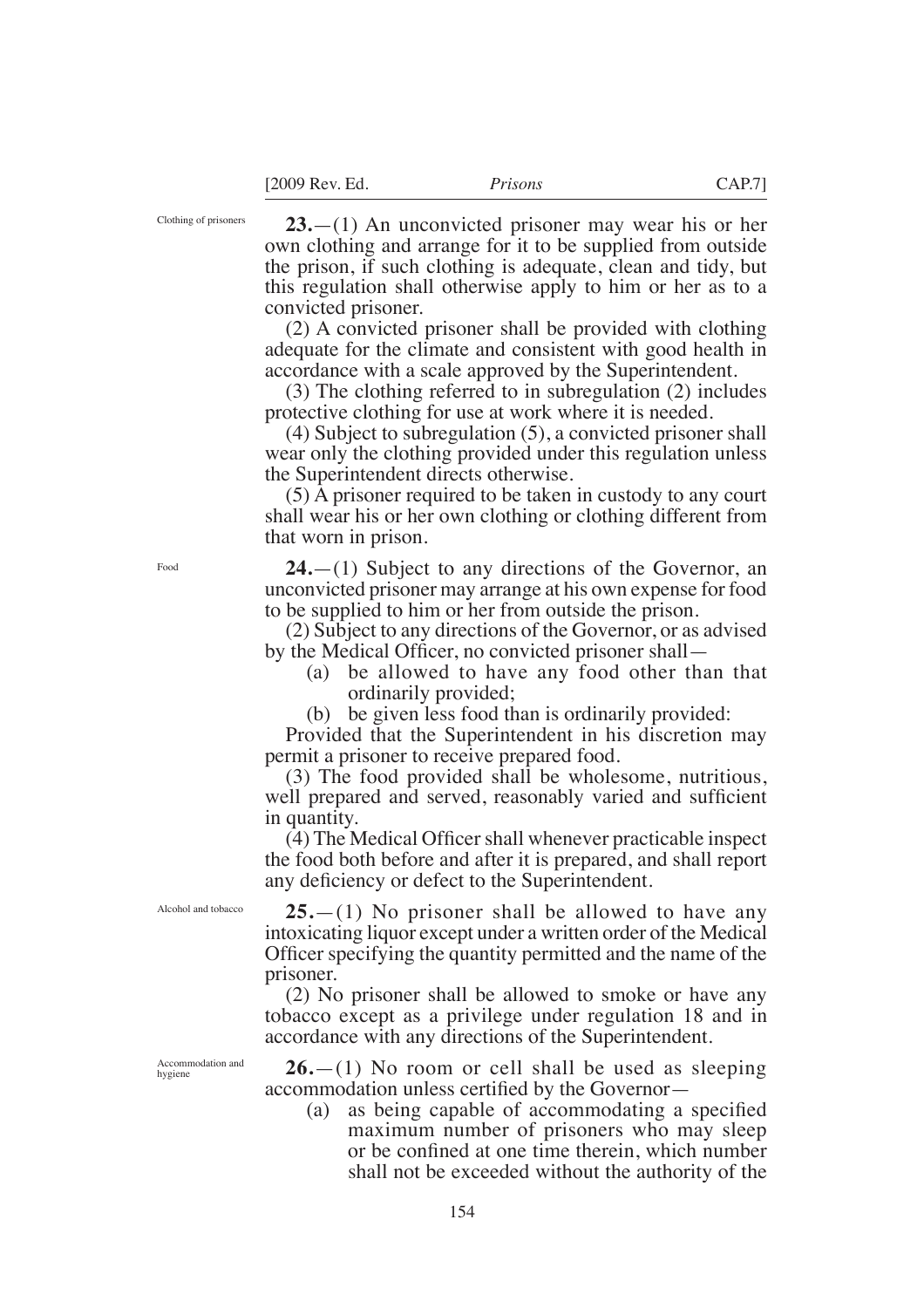Clothing of prisoners

**23.**—(1) An unconvicted prisoner may wear his or her own clothing and arrange for it to be supplied from outside the prison, if such clothing is adequate, clean and tidy, but this regulation shall otherwise apply to him or her as to a convicted prisoner.

(2) A convicted prisoner shall be provided with clothing adequate for the climate and consistent with good health in accordance with a scale approved by the Superintendent.

(3) The clothing referred to in subregulation (2) includes protective clothing for use at work where it is needed.

(4) Subject to subregulation (5), a convicted prisoner shall wear only the clothing provided under this regulation unless the Superintendent directs otherwise.

(5) A prisoner required to be taken in custody to any court shall wear his or her own clothing or clothing different from that worn in prison.

Food

**24.**—(1) Subject to any directions of the Governor, an unconvicted prisoner may arrange at his own expense for food to be supplied to him or her from outside the prison.

(2) Subject to any directions of the Governor, or as advised by the Medical Officer, no convicted prisoner shall—

(a) be allowed to have any food other than that ordinarily provided;

(b) be given less food than is ordinarily provided:

Provided that the Superintendent in his discretion may permit a prisoner to receive prepared food.

(3) The food provided shall be wholesome, nutritious, well prepared and served, reasonably varied and sufficient in quantity.

(4) The Medical Officer shall whenever practicable inspect the food both before and after it is prepared, and shall report any deficiency or defect to the Superintendent.

Alcohol and tobacco

**25.**—(1) No prisoner shall be allowed to have any intoxicating liquor except under a written order of the Medical Officer specifying the quantity permitted and the name of the prisoner.

(2) No prisoner shall be allowed to smoke or have any tobacco except as a privilege under regulation 18 and in accordance with any directions of the Superintendent.

Accommodation and hygiene

**26.**—(1) No room or cell shall be used as sleeping accommodation unless certified by the Governor—

(a) as being capable of accommodating a specified maximum number of prisoners who may sleep or be confined at one time therein, which number shall not be exceeded without the authority of the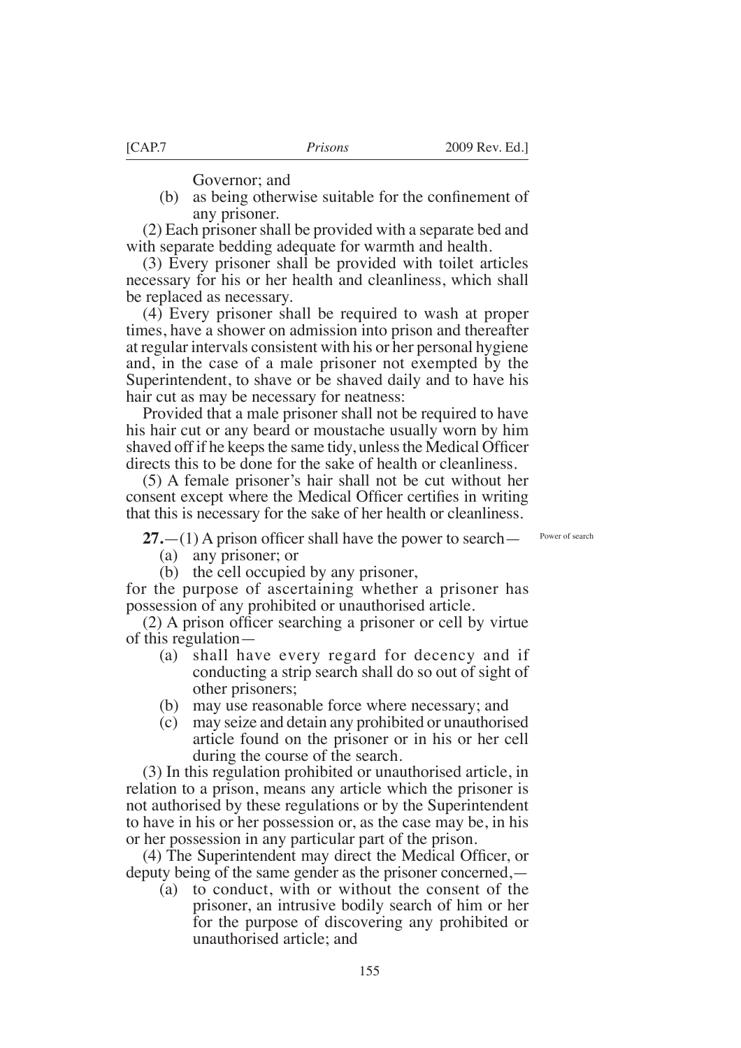Governor; and

(b) as being otherwise suitable for the confinement of any prisoner.

(2) Each prisoner shall be provided with a separate bed and with separate bedding adequate for warmth and health.

(3) Every prisoner shall be provided with toilet articles necessary for his or her health and cleanliness, which shall be replaced as necessary.

(4) Every prisoner shall be required to wash at proper times, have a shower on admission into prison and thereafter at regular intervals consistent with his or her personal hygiene and, in the case of a male prisoner not exempted by the Superintendent, to shave or be shaved daily and to have his hair cut as may be necessary for neatness:

Provided that a male prisoner shall not be required to have his hair cut or any beard or moustache usually worn by him shaved off if he keeps the same tidy, unless the Medical Officer directs this to be done for the sake of health or cleanliness.

(5) A female prisoner's hair shall not be cut without her consent except where the Medical Officer certifies in writing that this is necessary for the sake of her health or cleanliness.

Power of search

**27.**—(1) A prison officer shall have the power to search—

(a) any prisoner; or

(b) the cell occupied by any prisoner,

for the purpose of ascertaining whether a prisoner has possession of any prohibited or unauthorised article.

(2) A prison officer searching a prisoner or cell by virtue of this regulation—

(a) shall have every regard for decency and if conducting a strip search shall do so out of sight of other prisoners;

(b) may use reasonable force where necessary; and

(c) may seize and detain any prohibited or unauthorised article found on the prisoner or in his or her cell during the course of the search.

(3) In this regulation prohibited or unauthorised article, in relation to a prison, means any article which the prisoner is not authorised by these regulations or by the Superintendent to have in his or her possession or, as the case may be, in his or her possession in any particular part of the prison.

(4) The Superintendent may direct the Medical Officer, or deputy being of the same gender as the prisoner concerned,—

(a) to conduct, with or without the consent of the prisoner, an intrusive bodily search of him or her for the purpose of discovering any prohibited or unauthorised article; and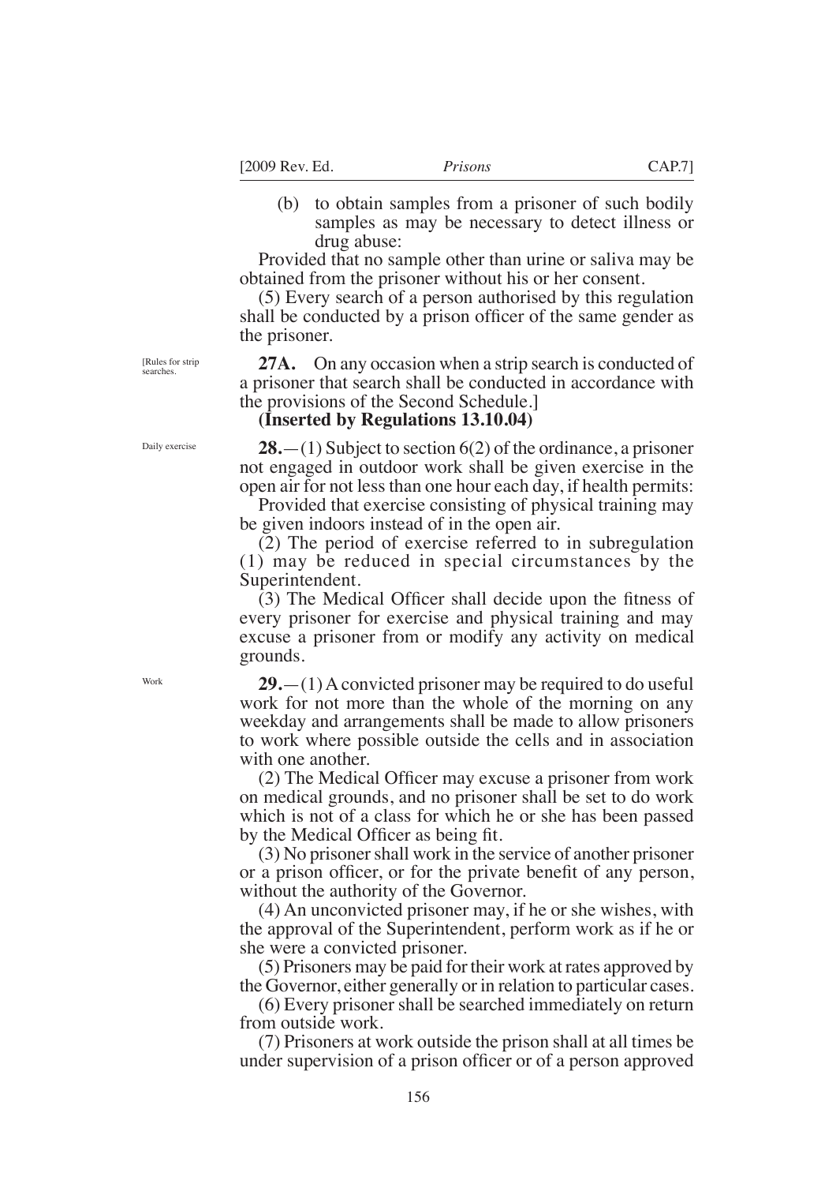(b) to obtain samples from a prisoner of such bodily samples as may be necessary to detect illness or drug abuse:

Provided that no sample other than urine or saliva may be obtained from the prisoner without his or her consent.

(5) Every search of a person authorised by this regulation shall be conducted by a prison officer of the same gender as the prisoner.

[Rules for strip searches.

**27A.** On any occasion when a strip search is conducted of a prisoner that search shall be conducted in accordance with the provisions of the Second Schedule.]

**(Inserted by Regulations 13.10.04)**

Daily exercise

**28.**—(1) Subject to section 6(2) of the ordinance, a prisoner not engaged in outdoor work shall be given exercise in the open air for not less than one hour each day, if health permits:

Provided that exercise consisting of physical training may be given indoors instead of in the open air.

(2) The period of exercise referred to in subregulation (1) may be reduced in special circumstances by the Superintendent.

(3) The Medical Officer shall decide upon the fitness of every prisoner for exercise and physical training and may excuse a prisoner from or modify any activity on medical grounds.

Work

**29.**—(1) A convicted prisoner may be required to do useful work for not more than the whole of the morning on any weekday and arrangements shall be made to allow prisoners to work where possible outside the cells and in association with one another.

(2) The Medical Officer may excuse a prisoner from work on medical grounds, and no prisoner shall be set to do work which is not of a class for which he or she has been passed by the Medical Officer as being fit.

(3) No prisoner shall work in the service of another prisoner or a prison officer, or for the private benefit of any person, without the authority of the Governor.

(4) An unconvicted prisoner may, if he or she wishes, with the approval of the Superintendent, perform work as if he or she were a convicted prisoner.

(5) Prisoners may be paid for their work at rates approved by the Governor, either generally or in relation to particular cases.

(6) Every prisoner shall be searched immediately on return from outside work.

(7) Prisoners at work outside the prison shall at all times be under supervision of a prison officer or of a person approved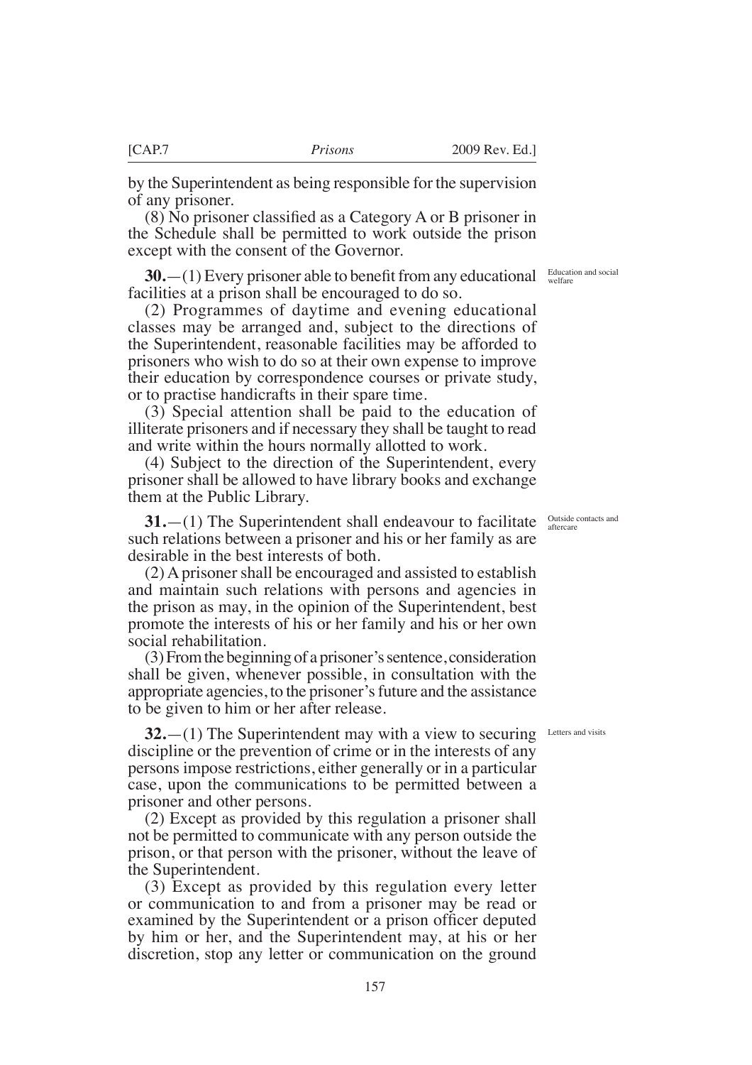by the Superintendent as being responsible for the supervision of any prisoner.

(8) No prisoner classified as a Category A or B prisoner in the Schedule shall be permitted to work outside the prison except with the consent of the Governor.

*Education and social welfare*

**30.**—(1) Every prisoner able to benefit from any educational facilities at a prison shall be encouraged to do so.

(2) Programmes of daytime and evening educational classes may be arranged and, subject to the directions of the Superintendent, reasonable facilities may be afforded to prisoners who wish to do so at their own expense to improve their education by correspondence courses or private study, or to practise handicrafts in their spare time.

(3) Special attention shall be paid to the education of illiterate prisoners and if necessary they shall be taught to read and write within the hours normally allotted to work.

(4) Subject to the direction of the Superintendent, every prisoner shall be allowed to have library books and exchange them at the Public Library.

*Outside contacts and aftercare*

**31.**—(1) The Superintendent shall endeavour to facilitate such relations between a prisoner and his or her family as are desirable in the best interests of both.

(2) A prisoner shall be encouraged and assisted to establish and maintain such relations with persons and agencies in the prison as may, in the opinion of the Superintendent, best promote the interests of his or her family and his or her own social rehabilitation.

(3) From the beginning of a prisoner's sentence, consideration shall be given, whenever possible, in consultation with the appropriate agencies, to the prisoner's future and the assistance to be given to him or her after release.

*Letters and visits*

**32.**—(1) The Superintendent may with a view to securing discipline or the prevention of crime or in the interests of any persons impose restrictions, either generally or in a particular case, upon the communications to be permitted between a prisoner and other persons.

(2) Except as provided by this regulation a prisoner shall not be permitted to communicate with any person outside the prison, or that person with the prisoner, without the leave of the Superintendent.

(3) Except as provided by this regulation every letter or communication to and from a prisoner may be read or examined by the Superintendent or a prison officer deputed by him or her, and the Superintendent may, at his or her discretion, stop any letter or communication on the ground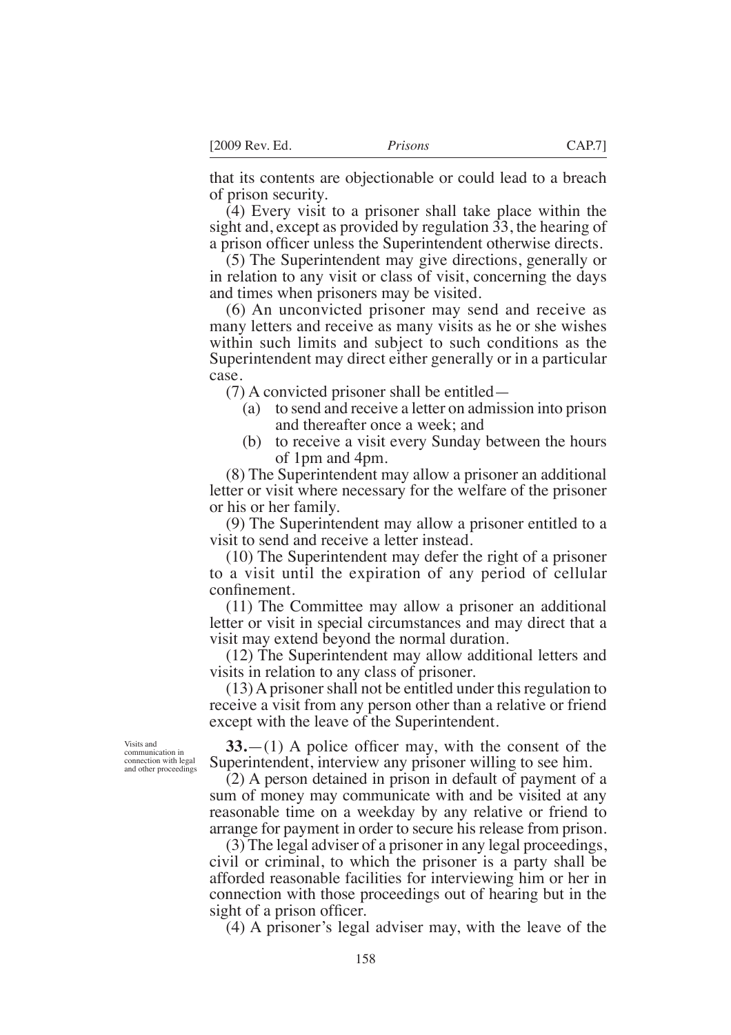that its contents are objectionable or could lead to a breach of prison security.

(4) Every visit to a prisoner shall take place within the sight and, except as provided by regulation 33, the hearing of a prison officer unless the Superintendent otherwise directs.

(5) The Superintendent may give directions, generally or in relation to any visit or class of visit, concerning the days and times when prisoners may be visited.

(6) An unconvicted prisoner may send and receive as many letters and receive as many visits as he or she wishes within such limits and subject to such conditions as the Superintendent may direct either generally or in a particular case.

(7) A convicted prisoner shall be entitled—

(a) to send and receive a letter on admission into prison and thereafter once a week; and

(b) to receive a visit every Sunday between the hours of 1pm and 4pm.

(8) The Superintendent may allow a prisoner an additional letter or visit where necessary for the welfare of the prisoner or his or her family.

(9) The Superintendent may allow a prisoner entitled to a visit to send and receive a letter instead.

(10) The Superintendent may defer the right of a prisoner to a visit until the expiration of any period of cellular confinement.

(11) The Committee may allow a prisoner an additional letter or visit in special circumstances and may direct that a visit may extend beyond the normal duration.

(12) The Superintendent may allow additional letters and visits in relation to any class of prisoner.

(13) A prisoner shall not be entitled under this regulation to receive a visit from any person other than a relative or friend except with the leave of the Superintendent.

Visits and communication in connection with legal and other proceedings

**33.**—(1) A police officer may, with the consent of the Superintendent, interview any prisoner willing to see him.

(2) A person detained in prison in default of payment of a sum of money may communicate with and be visited at any reasonable time on a weekday by any relative or friend to arrange for payment in order to secure his release from prison.

(3) The legal adviser of a prisoner in any legal proceedings, civil or criminal, to which the prisoner is a party shall be afforded reasonable facilities for interviewing him or her in connection with those proceedings out of hearing but in the sight of a prison officer.

(4) A prisoner's legal adviser may, with the leave of the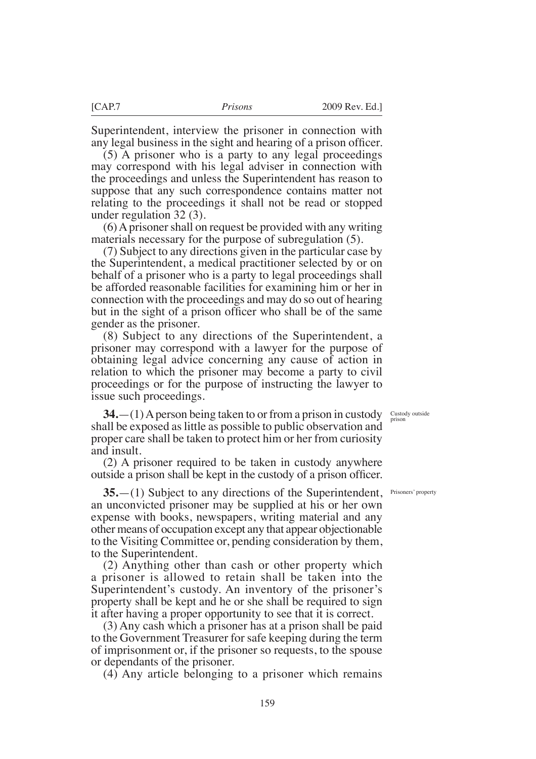Superintendent, interview the prisoner in connection with any legal business in the sight and hearing of a prison officer.

(5) A prisoner who is a party to any legal proceedings may correspond with his legal adviser in connection with the proceedings and unless the Superintendent has reason to suppose that any such correspondence contains matter not relating to the proceedings it shall not be read or stopped under regulation 32 (3).

(6) A prisoner shall on request be provided with any writing materials necessary for the purpose of subregulation (5).

(7) Subject to any directions given in the particular case by the Superintendent, a medical practitioner selected by or on behalf of a prisoner who is a party to legal proceedings shall be afforded reasonable facilities for examining him or her in connection with the proceedings and may do so out of hearing but in the sight of a prison officer who shall be of the same gender as the prisoner.

(8) Subject to any directions of the Superintendent, a prisoner may correspond with a lawyer for the purpose of obtaining legal advice concerning any cause of action in relation to which the prisoner may become a party to civil proceedings or for the purpose of instructing the lawyer to issue such proceedings.

*Custody outside prison*

**34.**—(1) A person being taken to or from a prison in custody shall be exposed as little as possible to public observation and proper care shall be taken to protect him or her from curiosity and insult.

(2) A prisoner required to be taken in custody anywhere outside a prison shall be kept in the custody of a prison officer.

*Prisoners' property*

**35.**—(1) Subject to any directions of the Superintendent, an unconvicted prisoner may be supplied at his or her own expense with books, newspapers, writing material and any other means of occupation except any that appear objectionable to the Visiting Committee or, pending consideration by them, to the Superintendent.

(2) Anything other than cash or other property which a prisoner is allowed to retain shall be taken into the Superintendent's custody. An inventory of the prisoner's property shall be kept and he or she shall be required to sign it after having a proper opportunity to see that it is correct.

(3) Any cash which a prisoner has at a prison shall be paid to the Government Treasurer for safe keeping during the term of imprisonment or, if the prisoner so requests, to the spouse or dependants of the prisoner.

(4) Any article belonging to a prisoner which remains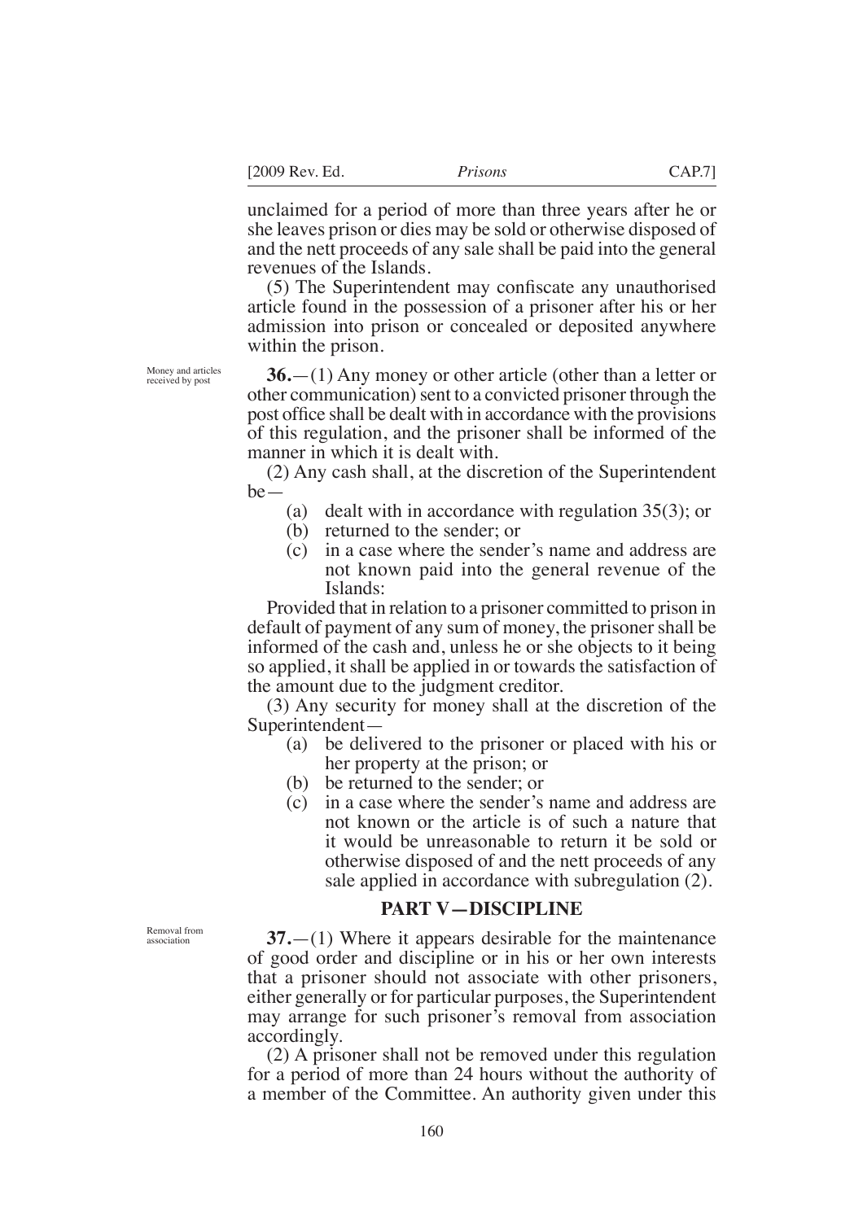unclaimed for a period of more than three years after he or she leaves prison or dies may be sold or otherwise disposed of and the nett proceeds of any sale shall be paid into the general revenues of the Islands.

(5) The Superintendent may confiscate any unauthorised article found in the possession of a prisoner after his or her admission into prison or concealed or deposited anywhere within the prison.

Money and articles received by post

**36.**—(1) Any money or other article (other than a letter or other communication) sent to a convicted prisoner through the post office shall be dealt with in accordance with the provisions of this regulation, and the prisoner shall be informed of the manner in which it is dealt with.

(2) Any cash shall, at the discretion of the Superintendent be—

(a) dealt with in accordance with regulation 35(3); or

(b) returned to the sender; or

(c) in a case where the sender's name and address are not known paid into the general revenue of the Islands:

Provided that in relation to a prisoner committed to prison in default of payment of any sum of money, the prisoner shall be informed of the cash and, unless he or she objects to it being so applied, it shall be applied in or towards the satisfaction of the amount due to the judgment creditor.

(3) Any security for money shall at the discretion of the Superintendent—

(a) be delivered to the prisoner or placed with his or her property at the prison; or

(b) be returned to the sender; or

(c) in a case where the sender's name and address are not known or the article is of such a nature that it would be unreasonable to return it be sold or otherwise disposed of and the nett proceeds of any sale applied in accordance with subregulation (2).

## PART V—DISCIPLINE

Removal from association

**37.**—(1) Where it appears desirable for the maintenance of good order and discipline or in his or her own interests that a prisoner should not associate with other prisoners, either generally or for particular purposes, the Superintendent may arrange for such prisoner's removal from association accordingly.

(2) A prisoner shall not be removed under this regulation for a period of more than 24 hours without the authority of a member of the Committee. An authority given under this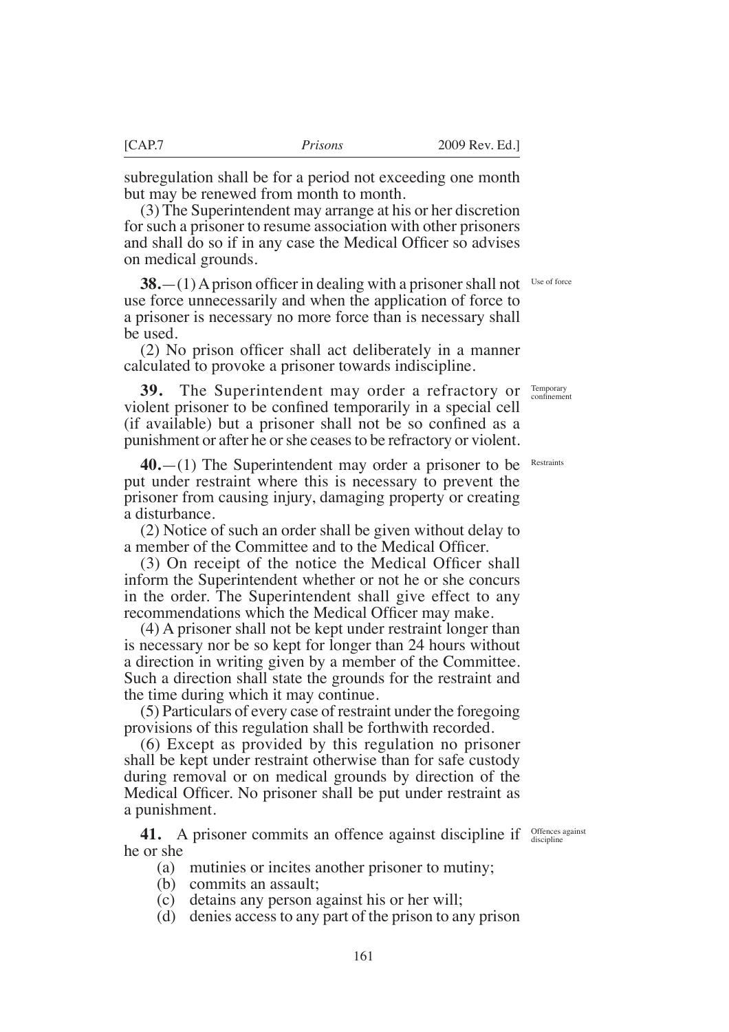subregulation shall be for a period not exceeding one month but may be renewed from month to month.

(3) The Superintendent may arrange at his or her discretion for such a prisoner to resume association with other prisoners and shall do so if in any case the Medical Officer so advises on medical grounds.

Use of force

**38.**—(1) A prison officer in dealing with a prisoner shall not use force unnecessarily and when the application of force to a prisoner is necessary no more force than is necessary shall be used.

(2) No prison officer shall act deliberately in a manner calculated to provoke a prisoner towards indiscipline.

Temporary confinement

**39.** The Superintendent may order a refractory or violent prisoner to be confined temporarily in a special cell (if available) but a prisoner shall not be so confined as a punishment or after he or she ceases to be refractory or violent.

Restraints

**40.**—(1) The Superintendent may order a prisoner to be put under restraint where this is necessary to prevent the prisoner from causing injury, damaging property or creating a disturbance.

(2) Notice of such an order shall be given without delay to a member of the Committee and to the Medical Officer.

(3) On receipt of the notice the Medical Officer shall inform the Superintendent whether or not he or she concurs in the order. The Superintendent shall give effect to any recommendations which the Medical Officer may make.

(4) A prisoner shall not be kept under restraint longer than is necessary nor be so kept for longer than 24 hours without a direction in writing given by a member of the Committee. Such a direction shall state the grounds for the restraint and the time during which it may continue.

(5) Particulars of every case of restraint under the foregoing provisions of this regulation shall be forthwith recorded.

(6) Except as provided by this regulation no prisoner shall be kept under restraint otherwise than for safe custody during removal or on medical grounds by direction of the Medical Officer. No prisoner shall be put under restraint as a punishment.

Offences against discipline

**41.** A prisoner commits an offence against discipline if he or she

(a) mutinies or incites another prisoner to mutiny;
(b) commits an assault;
(c) detains any person against his or her will;
(d) denies access to any part of the prison to any prison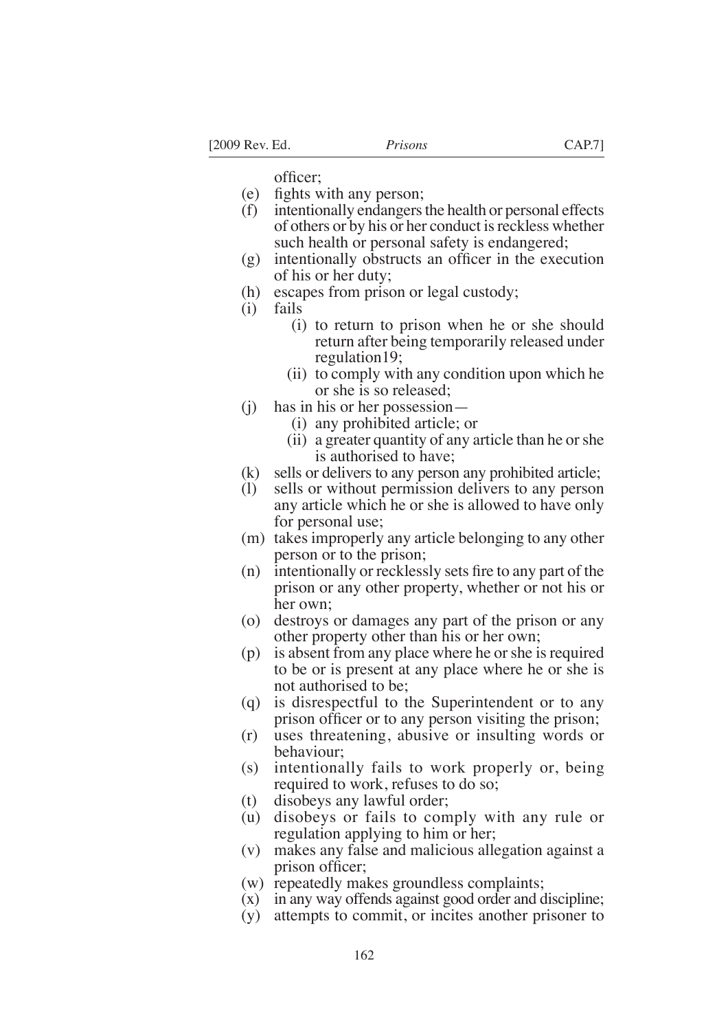officer;

(e) fights with any person;

(f) intentionally endangers the health or personal effects of others or by his or her conduct is reckless whether such health or personal safety is endangered;

(g) intentionally obstructs an officer in the execution of his or her duty;

(h) escapes from prison or legal custody;

(i) fails

  (i) to return to prison when he or she should return after being temporarily released under regulation19;

  (ii) to comply with any condition upon which he or she is so released;

(j) has in his or her possession—

  (i) any prohibited article; or

  (ii) a greater quantity of any article than he or she is authorised to have;

(k) sells or delivers to any person any prohibited article;

(l) sells or without permission delivers to any person any article which he or she is allowed to have only for personal use;

(m) takes improperly any article belonging to any other person or to the prison;

(n) intentionally or recklessly sets fire to any part of the prison or any other property, whether or not his or her own;

(o) destroys or damages any part of the prison or any other property other than his or her own;

(p) is absent from any place where he or she is required to be or is present at any place where he or she is not authorised to be;

(q) is disrespectful to the Superintendent or to any prison officer or to any person visiting the prison;

(r) uses threatening, abusive or insulting words or behaviour;

(s) intentionally fails to work properly or, being required to work, refuses to do so;

(t) disobeys any lawful order;

(u) disobeys or fails to comply with any rule or regulation applying to him or her;

(v) makes any false and malicious allegation against a prison officer;

(w) repeatedly makes groundless complaints;

(x) in any way offends against good order and discipline;

(y) attempts to commit, or incites another prisoner to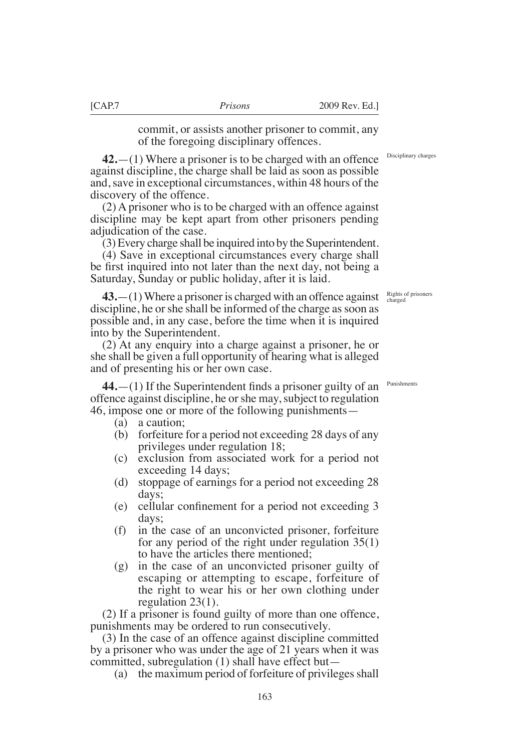commit, or assists another prisoner to commit, any of the foregoing disciplinary offences.

Disciplinary charges

**42.**—(1) Where a prisoner is to be charged with an offence against discipline, the charge shall be laid as soon as possible and, save in exceptional circumstances, within 48 hours of the discovery of the offence.

(2) A prisoner who is to be charged with an offence against discipline may be kept apart from other prisoners pending adjudication of the case.

(3) Every charge shall be inquired into by the Superintendent.

(4) Save in exceptional circumstances every charge shall be first inquired into not later than the next day, not being a Saturday, Sunday or public holiday, after it is laid.

Rights of prisoners charged

**43.**—(1) Where a prisoner is charged with an offence against discipline, he or she shall be informed of the charge as soon as possible and, in any case, before the time when it is inquired into by the Superintendent.

(2) At any enquiry into a charge against a prisoner, he or she shall be given a full opportunity of hearing what is alleged and of presenting his or her own case.

Punishments

**44.**—(1) If the Superintendent finds a prisoner guilty of an offence against discipline, he or she may, subject to regulation 46, impose one or more of the following punishments—

(a) a caution;

(b) forfeiture for a period not exceeding 28 days of any privileges under regulation 18;

(c) exclusion from associated work for a period not exceeding 14 days;

(d) stoppage of earnings for a period not exceeding 28 days;

(e) cellular confinement for a period not exceeding 3 days;

(f) in the case of an unconvicted prisoner, forfeiture for any period of the right under regulation 35(1) to have the articles there mentioned;

(g) in the case of an unconvicted prisoner guilty of escaping or attempting to escape, forfeiture of the right to wear his or her own clothing under regulation 23(1).

(2) If a prisoner is found guilty of more than one offence, punishments may be ordered to run consecutively.

(3) In the case of an offence against discipline committed by a prisoner who was under the age of 21 years when it was committed, subregulation (1) shall have effect but—

(a) the maximum period of forfeiture of privileges shall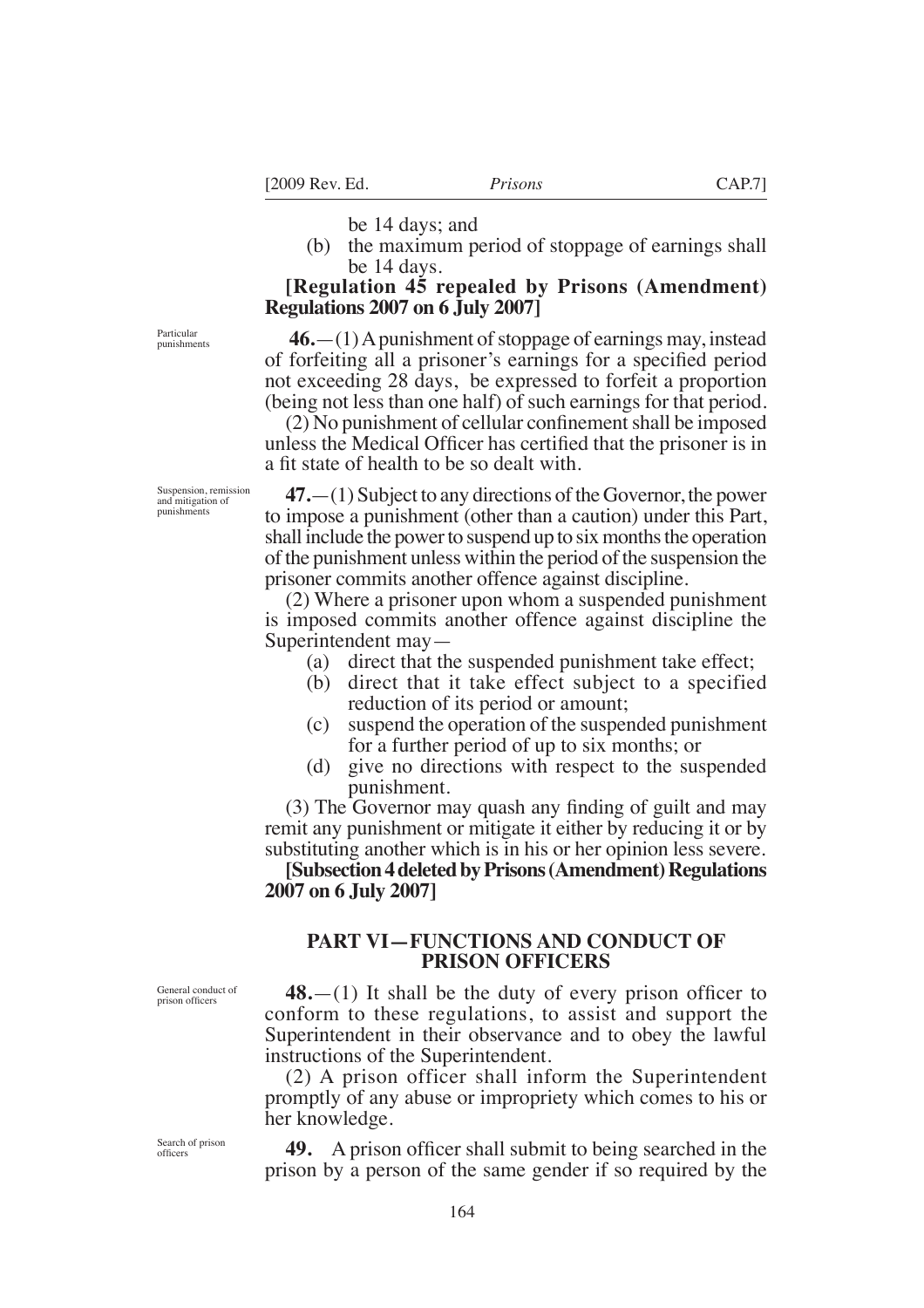be 14 days; and

(b) the maximum period of stoppage of earnings shall be 14 days.

**[Regulation 45 repealed by Prisons (Amendment) Regulations 2007 on 6 July 2007]**

Particular punishments

**46.**—(1) A punishment of stoppage of earnings may, instead of forfeiting all a prisoner's earnings for a specified period not exceeding 28 days, be expressed to forfeit a proportion (being not less than one half) of such earnings for that period.

(2) No punishment of cellular confinement shall be imposed unless the Medical Officer has certified that the prisoner is in a fit state of health to be so dealt with.

Suspension, remission and mitigation of punishments

**47.**—(1) Subject to any directions of the Governor, the power to impose a punishment (other than a caution) under this Part, shall include the power to suspend up to six months the operation of the punishment unless within the period of the suspension the prisoner commits another offence against discipline.

(2) Where a prisoner upon whom a suspended punishment is imposed commits another offence against discipline the Superintendent may—

(a) direct that the suspended punishment take effect;

(b) direct that it take effect subject to a specified reduction of its period or amount;

(c) suspend the operation of the suspended punishment for a further period of up to six months; or

(d) give no directions with respect to the suspended punishment.

(3) The Governor may quash any finding of guilt and may remit any punishment or mitigate it either by reducing it or by substituting another which is in his or her opinion less severe.

**[Subsection 4 deleted by Prisons (Amendment) Regulations 2007 on 6 July 2007]**

## PART VI—FUNCTIONS AND CONDUCT OF PRISON OFFICERS

General conduct of prison officers

**48.**—(1) It shall be the duty of every prison officer to conform to these regulations, to assist and support the Superintendent in their observance and to obey the lawful instructions of the Superintendent.

(2) A prison officer shall inform the Superintendent promptly of any abuse or impropriety which comes to his or her knowledge.

Search of prison officers

**49.** A prison officer shall submit to being searched in the prison by a person of the same gender if so required by the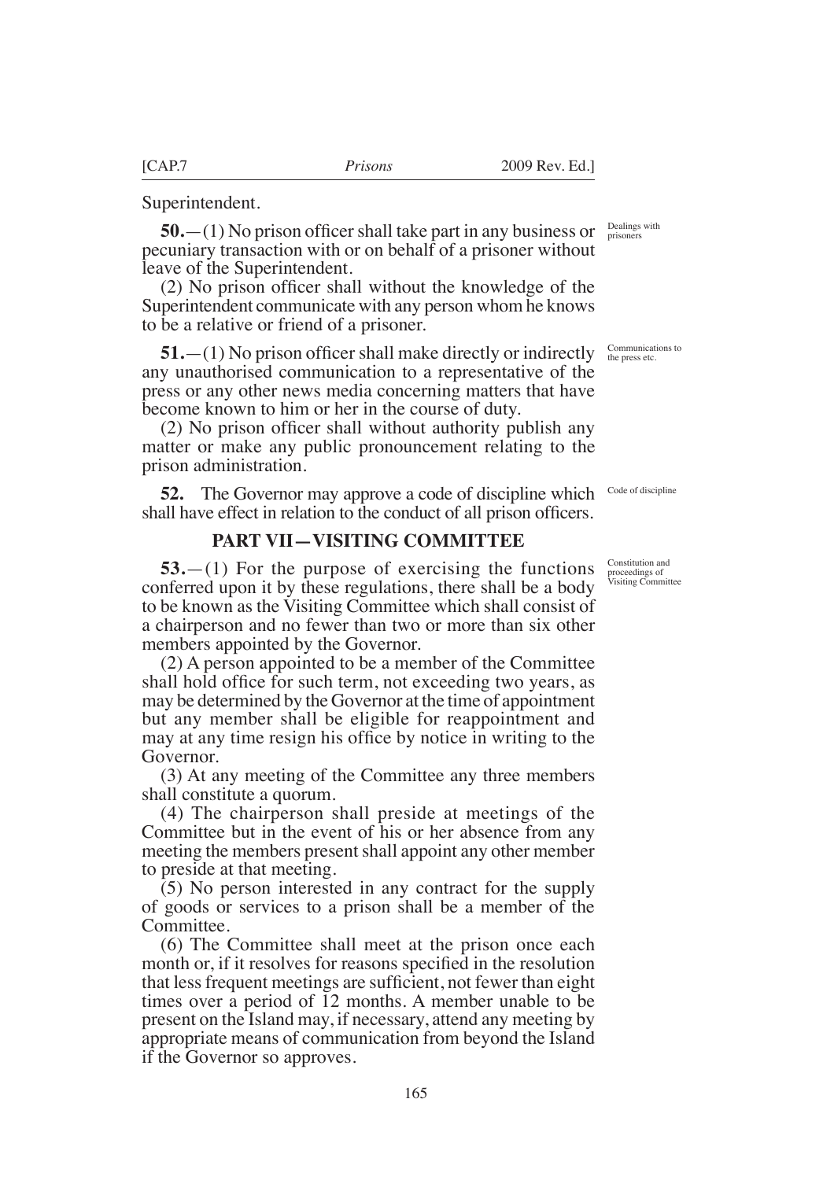Superintendent.

**50.**—(1) No prison officer shall take part in any business or pecuniary transaction with or on behalf of a prisoner without leave of the Superintendent.

Dealings with prisoners

(2) No prison officer shall without the knowledge of the Superintendent communicate with any person whom he knows to be a relative or friend of a prisoner.

**51.**—(1) No prison officer shall make directly or indirectly any unauthorised communication to a representative of the press or any other news media concerning matters that have become known to him or her in the course of duty.

Communications to the press etc.

(2) No prison officer shall without authority publish any matter or make any public pronouncement relating to the prison administration.

**52.** The Governor may approve a code of discipline which shall have effect in relation to the conduct of all prison officers.

Code of discipline

## PART VII—VISITING COMMITTEE

**53.**—(1) For the purpose of exercising the functions conferred upon it by these regulations, there shall be a body to be known as the Visiting Committee which shall consist of a chairperson and no fewer than two or more than six other members appointed by the Governor.

Constitution and proceedings of Visiting Committee

(2) A person appointed to be a member of the Committee shall hold office for such term, not exceeding two years, as may be determined by the Governor at the time of appointment but any member shall be eligible for reappointment and may at any time resign his office by notice in writing to the Governor.

(3) At any meeting of the Committee any three members shall constitute a quorum.

(4) The chairperson shall preside at meetings of the Committee but in the event of his or her absence from any meeting the members present shall appoint any other member to preside at that meeting.

(5) No person interested in any contract for the supply of goods or services to a prison shall be a member of the Committee.

(6) The Committee shall meet at the prison once each month or, if it resolves for reasons specified in the resolution that less frequent meetings are sufficient, not fewer than eight times over a period of 12 months. A member unable to be present on the Island may, if necessary, attend any meeting by appropriate means of communication from beyond the Island if the Governor so approves.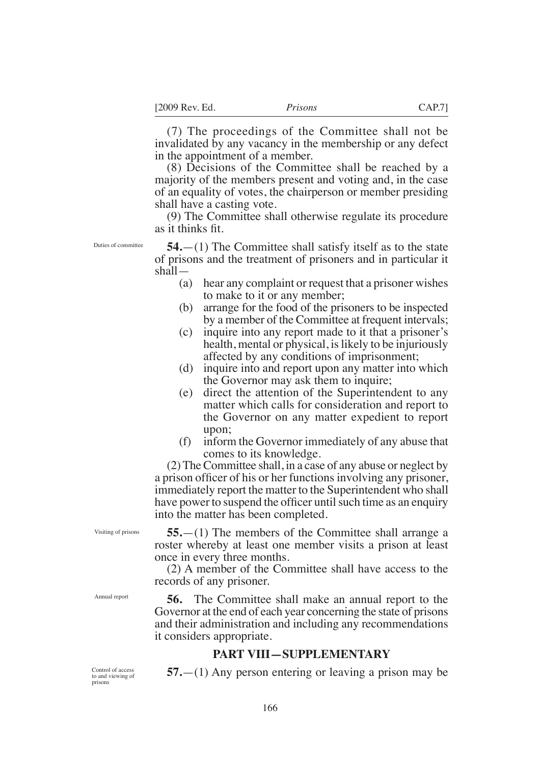(7) The proceedings of the Committee shall not be invalidated by any vacancy in the membership or any defect in the appointment of a member.

(8) Decisions of the Committee shall be reached by a majority of the members present and voting and, in the case of an equality of votes, the chairperson or member presiding shall have a casting vote.

(9) The Committee shall otherwise regulate its procedure as it thinks fit.

Duties of committee

**54.**—(1) The Committee shall satisfy itself as to the state of prisons and the treatment of prisoners and in particular it shall—

(a) hear any complaint or request that a prisoner wishes to make to it or any member;

(b) arrange for the food of the prisoners to be inspected by a member of the Committee at frequent intervals;

(c) inquire into any report made to it that a prisoner's health, mental or physical, is likely to be injuriously affected by any conditions of imprisonment;

(d) inquire into and report upon any matter into which the Governor may ask them to inquire;

(e) direct the attention of the Superintendent to any matter which calls for consideration and report to the Governor on any matter expedient to report upon;

(f) inform the Governor immediately of any abuse that comes to its knowledge.

(2) The Committee shall, in a case of any abuse or neglect by a prison officer of his or her functions involving any prisoner, immediately report the matter to the Superintendent who shall have power to suspend the officer until such time as an enquiry into the matter has been completed.

Visiting of prisons

**55.**—(1) The members of the Committee shall arrange a roster whereby at least one member visits a prison at least once in every three months.

(2) A member of the Committee shall have access to the records of any prisoner.

Annual report

**56.** The Committee shall make an annual report to the Governor at the end of each year concerning the state of prisons and their administration and including any recommendations it considers appropriate.

## PART VIII—SUPPLEMENTARY

Control of access to and viewing of prisons

**57.**—(1) Any person entering or leaving a prison may be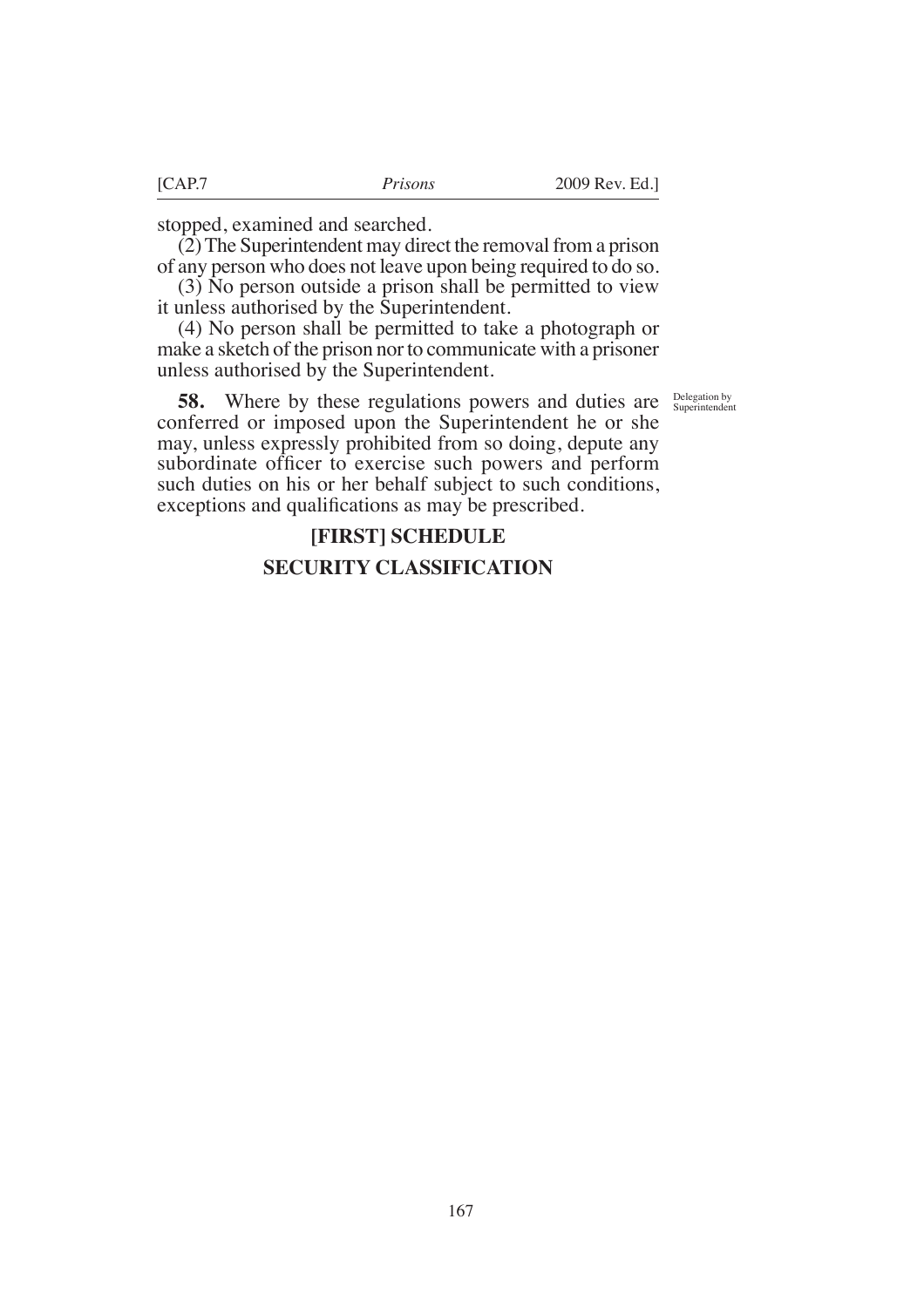stopped, examined and searched.

(2) The Superintendent may direct the removal from a prison of any person who does not leave upon being required to do so.

(3) No person outside a prison shall be permitted to view it unless authorised by the Superintendent.

(4) No person shall be permitted to take a photograph or make a sketch of the prison nor to communicate with a prisoner unless authorised by the Superintendent.

Delegation by Superintendent

**58.** Where by these regulations powers and duties are conferred or imposed upon the Superintendent he or she may, unless expressly prohibited from so doing, depute any subordinate officer to exercise such powers and perform such duties on his or her behalf subject to such conditions, exceptions and qualifications as may be prescribed.

## [FIRST] SCHEDULE

## SECURITY CLASSIFICATION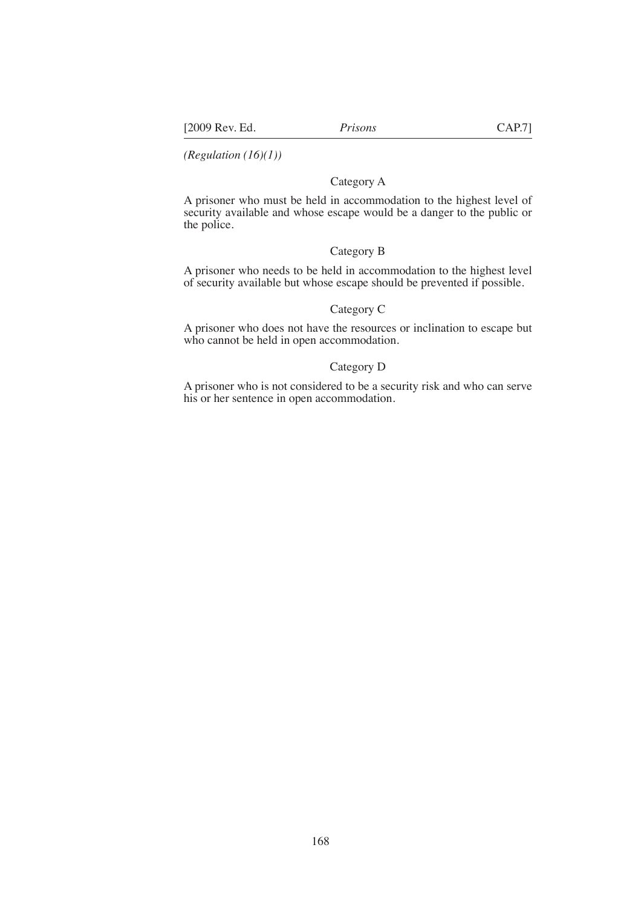*(Regulation (16)(1))*

Category A

A prisoner who must be held in accommodation to the highest level of security available and whose escape would be a danger to the public or the police.

Category B

A prisoner who needs to be held in accommodation to the highest level of security available but whose escape should be prevented if possible.

Category C

A prisoner who does not have the resources or inclination to escape but who cannot be held in open accommodation.

Category D

A prisoner who is not considered to be a security risk and who can serve his or her sentence in open accommodation.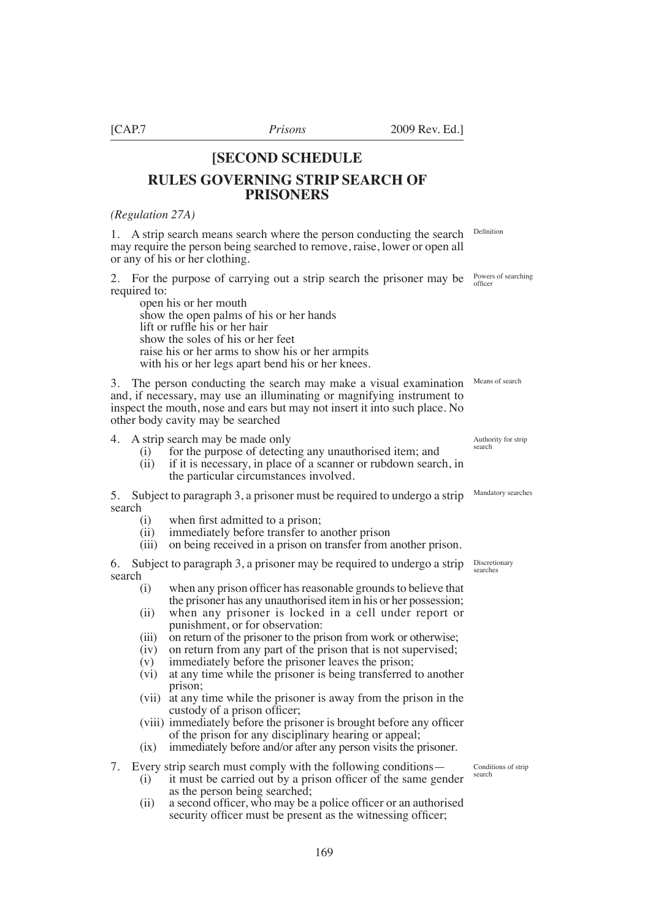# [SECOND SCHEDULE

## RULES GOVERNING STRIP SEARCH OF PRISONERS

*(Regulation 27A)*

1. A strip search means search where the person conducting the search may require the person being searched to remove, raise, lower or open all or any of his or her clothing. *Definition*

2. For the purpose of carrying out a strip search the prisoner may be required to: *Powers of searching officer*

   open his or her mouth
   show the open palms of his or her hands
   lift or ruffle his or her hair
   show the soles of his or her feet
   raise his or her arms to show his or her armpits
   with his or her legs apart bend his or her knees.

3. The person conducting the search may make a visual examination and, if necessary, may use an illuminating or magnifying instrument to inspect the mouth, nose and ears but may not insert it into such place. No other body cavity may be searched *Means of search*

4. A strip search may be made only *Authority for strip search*
   - (i) for the purpose of detecting any unauthorised item; and
   - (ii) if it is necessary, in place of a scanner or rubdown search, in the particular circumstances involved.

5. Subject to paragraph 3, a prisoner must be required to undergo a strip search *Mandatory searches*
   - (i) when first admitted to a prison;
   - (ii) immediately before transfer to another prison
   - (iii) on being received in a prison on transfer from another prison.

6. Subject to paragraph 3, a prisoner may be required to undergo a strip search *Discretionary searches*
   - (i) when any prison officer has reasonable grounds to believe that the prisoner has any unauthorised item in his or her possession;
   - (ii) when any prisoner is locked in a cell under report or punishment, or for observation:
   - (iii) on return of the prisoner to the prison from work or otherwise;
   - (iv) on return from any part of the prison that is not supervised;
   - (v) immediately before the prisoner leaves the prison;
   - (vi) at any time while the prisoner is being transferred to another prison;
   - (vii) at any time while the prisoner is away from the prison in the custody of a prison officer;
   - (viii) immediately before the prisoner is brought before any officer of the prison for any disciplinary hearing or appeal;
   - (ix) immediately before and/or after any person visits the prisoner.

7. Every strip search must comply with the following conditions— *Conditions of strip search*
   - (i) it must be carried out by a prison officer of the same gender as the person being searched;
   - (ii) a second officer, who may be a police officer or an authorised security officer must be present as the witnessing officer;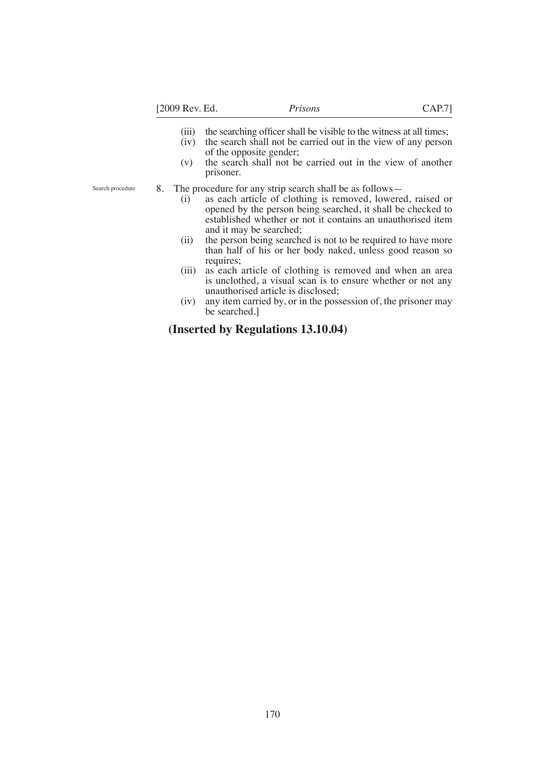(iii) the searching officer shall be visible to the witness at all times;

(iv) the search shall not be carried out in the view of any person of the opposite gender;

(v) the search shall not be carried out in the view of another prisoner.

Search procedure

8. The procedure for any strip search shall be as follows—

(i) as each article of clothing is removed, lowered, raised or opened by the person being searched, it shall be checked to established whether or not it contains an unauthorised item and it may be searched;

(ii) the person being searched is not to be required to have more than half of his or her body naked, unless good reason so requires;

(iii) as each article of clothing is removed and when an area is unclothed, a visual scan is to ensure whether or not any unauthorised article is disclosed;

(iv) any item carried by, or in the possession of, the prisoner may be searched.]

**(Inserted by Regulations 13.10.04)**